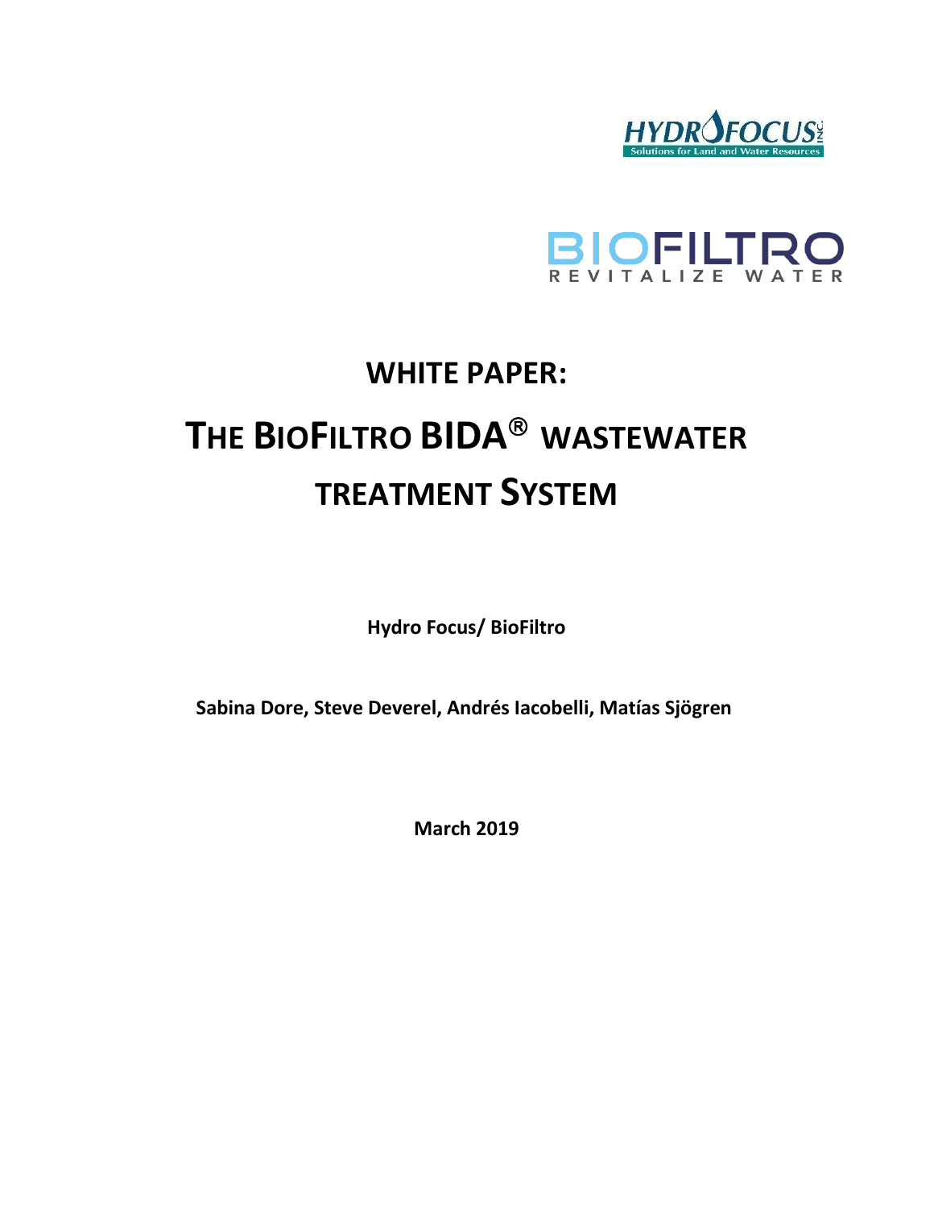HYDROFOCUS INC.
Solutions for Land and Water Resources

BIOFILTRO
REVITALIZE WATER

# WHITE PAPER:

# THE BIOFILTRO BIDA® WASTEWATER TREATMENT SYSTEM

**Hydro Focus/ BioFiltro**

**Sabina Dore, Steve Deverel, Andrés Iacobelli, Matías Sjögren**

**March 2019**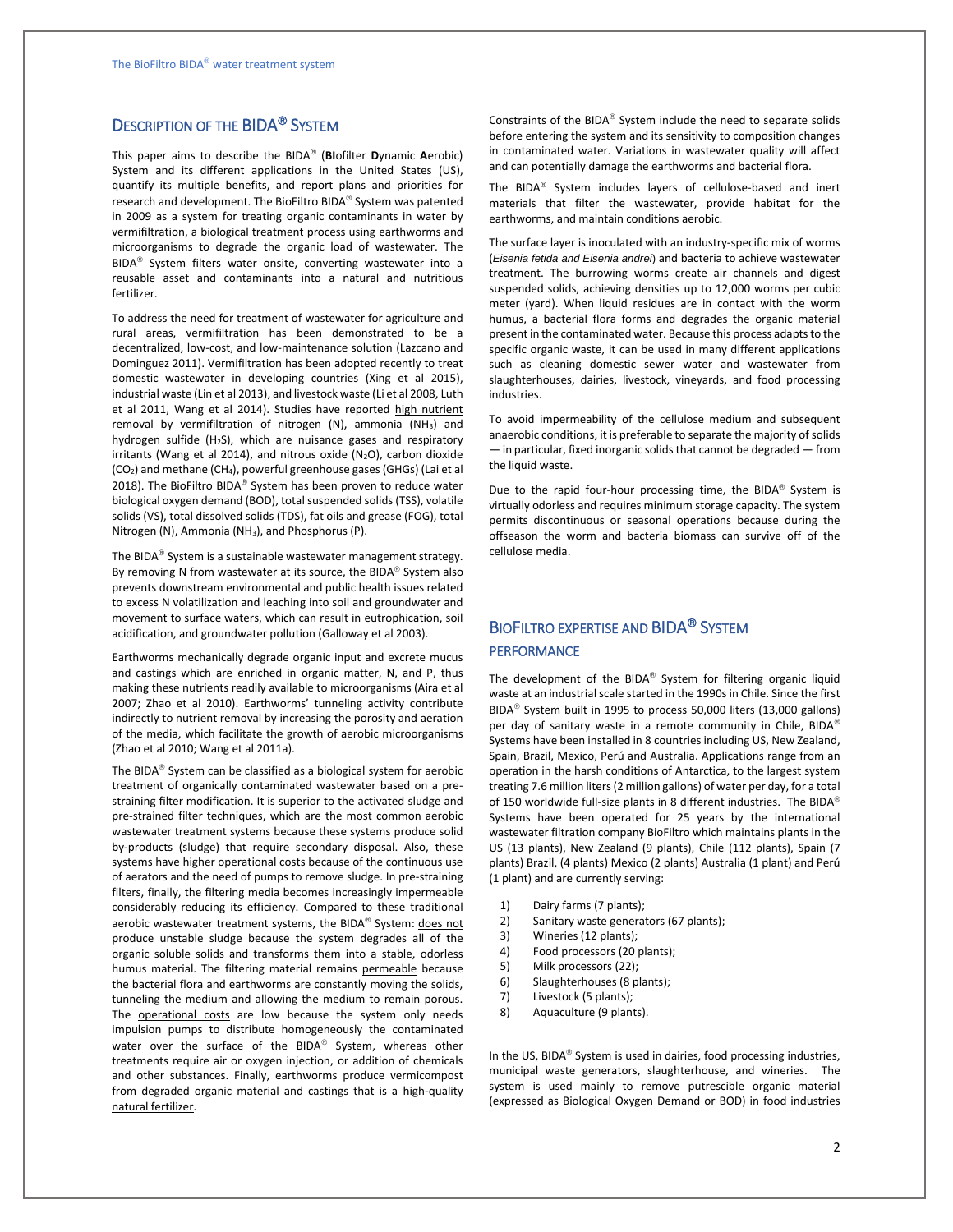## DESCRIPTION OF THE BIDA® SYSTEM

This paper aims to describe the BIDA® (**BI**ofilter **D**ynamic **A**erobic) System and its different applications in the United States (US), quantify its multiple benefits, and report plans and priorities for research and development. The BioFiltro BIDA® System was patented in 2009 as a system for treating organic contaminants in water by vermifiltration, a biological treatment process using earthworms and microorganisms to degrade the organic load of wastewater. The BIDA® System filters water onsite, converting wastewater into a reusable asset and contaminants into a natural and nutritious fertilizer.

To address the need for treatment of wastewater for agriculture and rural areas, vermifiltration has been demonstrated to be a decentralized, low-cost, and low-maintenance solution (Lazcano and Dominguez 2011). Vermifiltration has been adopted recently to treat domestic wastewater in developing countries (Xing et al 2015), industrial waste (Lin et al 2013), and livestock waste (Li et al 2008, Luth et al 2011, Wang et al 2014). Studies have reported high nutrient removal by vermifiltration of nitrogen (N), ammonia ($NH_3$) and hydrogen sulfide ($H_2S$), which are nuisance gases and respiratory irritants (Wang et al 2014), and nitrous oxide ($N_2O$), carbon dioxide ($CO_2$) and methane ($CH_4$), powerful greenhouse gases (GHGs) (Lai et al 2018). The BioFiltro BIDA® System has been proven to reduce water biological oxygen demand (BOD), total suspended solids (TSS), volatile solids (VS), total dissolved solids (TDS), fat oils and grease (FOG), total Nitrogen (N), Ammonia ($NH_3$), and Phosphorus (P).

The BIDA® System is a sustainable wastewater management strategy. By removing N from wastewater at its source, the BIDA® System also prevents downstream environmental and public health issues related to excess N volatilization and leaching into soil and groundwater and movement to surface waters, which can result in eutrophication, soil acidification, and groundwater pollution (Galloway et al 2003).

Earthworms mechanically degrade organic input and excrete mucus and castings which are enriched in organic matter, N, and P, thus making these nutrients readily available to microorganisms (Aira et al 2007; Zhao et al 2010). Earthworms' tunneling activity contribute indirectly to nutrient removal by increasing the porosity and aeration of the media, which facilitate the growth of aerobic microorganisms (Zhao et al 2010; Wang et al 2011a).

The BIDA® System can be classified as a biological system for aerobic treatment of organically contaminated wastewater based on a pre-straining filter modification. It is superior to the activated sludge and pre-strained filter techniques, which are the most common aerobic wastewater treatment systems because these systems produce solid by-products (sludge) that require secondary disposal. Also, these systems have higher operational costs because of the continuous use of aerators and the need of pumps to remove sludge. In pre-straining filters, finally, the filtering media becomes increasingly impermeable considerably reducing its efficiency. Compared to these traditional aerobic wastewater treatment systems, the BIDA® System: does not produce unstable sludge because the system degrades all of the organic soluble solids and transforms them into a stable, odorless humus material. The filtering material remains permeable because the bacterial flora and earthworms are constantly moving the solids, tunneling the medium and allowing the medium to remain porous. The operational costs are low because the system only needs impulsion pumps to distribute homogeneously the contaminated water over the surface of the BIDA® System, whereas other treatments require air or oxygen injection, or addition of chemicals and other substances. Finally, earthworms produce vermicompost from degraded organic material and castings that is a high-quality natural fertilizer.

Constraints of the BIDA® System include the need to separate solids before entering the system and its sensitivity to composition changes in contaminated water. Variations in wastewater quality will affect and can potentially damage the earthworms and bacterial flora.

The BIDA® System includes layers of cellulose-based and inert materials that filter the wastewater, provide habitat for the earthworms, and maintain conditions aerobic.

The surface layer is inoculated with an industry-specific mix of worms (*Eisenia fetida and Eisenia andrei*) and bacteria to achieve wastewater treatment. The burrowing worms create air channels and digest suspended solids, achieving densities up to 12,000 worms per cubic meter (yard). When liquid residues are in contact with the worm humus, a bacterial flora forms and degrades the organic material present in the contaminated water. Because this process adapts to the specific organic waste, it can be used in many different applications such as cleaning domestic sewer water and wastewater from slaughterhouses, dairies, livestock, vineyards, and food processing industries.

To avoid impermeability of the cellulose medium and subsequent anaerobic conditions, it is preferable to separate the majority of solids — in particular, fixed inorganic solids that cannot be degraded — from the liquid waste.

Due to the rapid four-hour processing time, the BIDA® System is virtually odorless and requires minimum storage capacity. The system permits discontinuous or seasonal operations because during the offseason the worm and bacteria biomass can survive off of the cellulose media.

## BIOFILTRO EXPERTISE AND BIDA® SYSTEM PERFORMANCE

The development of the BIDA® System for filtering organic liquid waste at an industrial scale started in the 1990s in Chile. Since the first BIDA® System built in 1995 to process 50,000 liters (13,000 gallons) per day of sanitary waste in a remote community in Chile, BIDA® Systems have been installed in 8 countries including US, New Zealand, Spain, Brazil, Mexico, Perú and Australia. Applications range from an operation in the harsh conditions of Antarctica, to the largest system treating 7.6 million liters (2 million gallons) of water per day, for a total of 150 worldwide full-size plants in 8 different industries. The BIDA® Systems have been operated for 25 years by the international wastewater filtration company BioFiltro which maintains plants in the US (13 plants), New Zealand (9 plants), Chile (112 plants), Spain (7 plants) Brazil, (4 plants) Mexico (2 plants) Australia (1 plant) and Perú (1 plant) and are currently serving:

1) Dairy farms (7 plants);
2) Sanitary waste generators (67 plants);
3) Wineries (12 plants);
4) Food processors (20 plants);
5) Milk processors (22);
6) Slaughterhouses (8 plants);
7) Livestock (5 plants);
8) Aquaculture (9 plants).

In the US, BIDA® System is used in dairies, food processing industries, municipal waste generators, slaughterhouse, and wineries. The system is used mainly to remove putrescible organic material (expressed as Biological Oxygen Demand or BOD) in food industries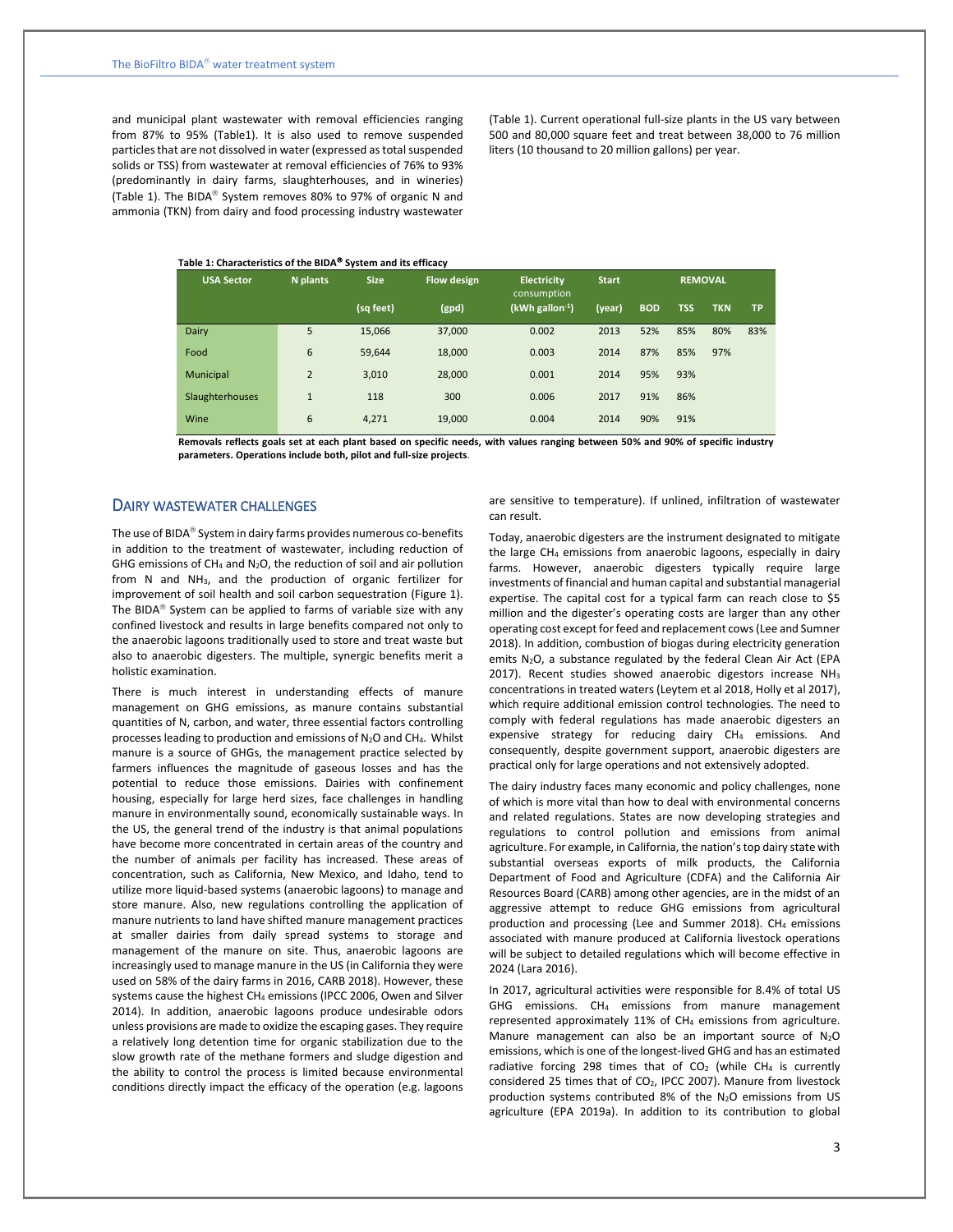and municipal plant wastewater with removal efficiencies ranging from 87% to 95% (Table1). It is also used to remove suspended particles that are not dissolved in water (expressed as total suspended solids or TSS) from wastewater at removal efficiencies of 76% to 93% (predominantly in dairy farms, slaughterhouses, and in wineries) (Table 1). The BIDA® System removes 80% to 97% of organic N and ammonia (TKN) from dairy and food processing industry wastewater (Table 1). Current operational full-size plants in the US vary between 500 and 80,000 square feet and treat between 38,000 to 76 million liters (10 thousand to 20 million gallons) per year.

**Table 1: Characteristics of the BIDA® System and its efficacy**

| USA Sector | N plants | Size | Flow design | Electricity consumption | Start | REMOVAL | | | |
|---|---|---|---|---|---|---|---|---|---|
| | | (sq feet) | (gpd) | (kWh gallon$^{-1}$) | (year) | BOD | TSS | TKN | TP |
| Dairy | 5 | 15,066 | 37,000 | 0.002 | 2013 | 52% | 85% | 80% | 83% |
| Food | 6 | 59,644 | 18,000 | 0.003 | 2014 | 87% | 85% | 97% | |
| Municipal | 2 | 3,010 | 28,000 | 0.001 | 2014 | 95% | 93% | | |
| Slaughterhouses | 1 | 118 | 300 | 0.006 | 2017 | 91% | 86% | | |
| Wine | 6 | 4,271 | 19,000 | 0.004 | 2014 | 90% | 91% | | |

**Removals reflects goals set at each plant based on specific needs, with values ranging between 50% and 90% of specific industry parameters. Operations include both, pilot and full-size projects.**

## DAIRY WASTEWATER CHALLENGES

The use of BIDA® System in dairy farms provides numerous co-benefits in addition to the treatment of wastewater, including reduction of GHG emissions of $CH_4$ and $N_2O$, the reduction of soil and air pollution from N and $NH_3$, and the production of organic fertilizer for improvement of soil health and soil carbon sequestration (Figure 1). The BIDA® System can be applied to farms of variable size with any confined livestock and results in large benefits compared not only to the anaerobic lagoons traditionally used to store and treat waste but also to anaerobic digesters. The multiple, synergic benefits merit a holistic examination.

There is much interest in understanding effects of manure management on GHG emissions, as manure contains substantial quantities of N, carbon, and water, three essential factors controlling processes leading to production and emissions of $N_2O$ and $CH_4$. Whilst manure is a source of GHGs, the management practice selected by farmers influences the magnitude of gaseous losses and has the potential to reduce those emissions. Dairies with confinement housing, especially for large herd sizes, face challenges in handling manure in environmentally sound, economically sustainable ways. In the US, the general trend of the industry is that animal populations have become more concentrated in certain areas of the country and the number of animals per facility has increased. These areas of concentration, such as California, New Mexico, and Idaho, tend to utilize more liquid-based systems (anaerobic lagoons) to manage and store manure. Also, new regulations controlling the application of manure nutrients to land have shifted manure management practices at smaller dairies from daily spread systems to storage and management of the manure on site. Thus, anaerobic lagoons are increasingly used to manage manure in the US (in California they were used on 58% of the dairy farms in 2016, CARB 2018). However, these systems cause the highest $CH_4$ emissions (IPCC 2006, Owen and Silver 2014). In addition, anaerobic lagoons produce undesirable odors unless provisions are made to oxidize the escaping gases. They require a relatively long detention time for organic stabilization due to the slow growth rate of the methane formers and sludge digestion and the ability to control the process is limited because environmental conditions directly impact the efficacy of the operation (e.g. lagoons are sensitive to temperature). If unlined, infiltration of wastewater can result.

Today, anaerobic digesters are the instrument designated to mitigate the large $CH_4$ emissions from anaerobic lagoons, especially in dairy farms. However, anaerobic digesters typically require large investments of financial and human capital and substantial managerial expertise. The capital cost for a typical farm can reach close to \$5 million and the digester's operating costs are larger than any other operating cost except for feed and replacement cows (Lee and Sumner 2018). In addition, combustion of biogas during electricity generation emits $N_2O$, a substance regulated by the federal Clean Air Act (EPA 2017). Recent studies showed anaerobic digestors increase $NH_3$ concentrations in treated waters (Leytem et al 2018, Holly et al 2017), which require additional emission control technologies. The need to comply with federal regulations has made anaerobic digesters an expensive strategy for reducing dairy $CH_4$ emissions. And consequently, despite government support, anaerobic digesters are practical only for large operations and not extensively adopted.

The dairy industry faces many economic and policy challenges, none of which is more vital than how to deal with environmental concerns and related regulations. States are now developing strategies and regulations to control pollution and emissions from animal agriculture. For example, in California, the nation's top dairy state with substantial overseas exports of milk products, the California Department of Food and Agriculture (CDFA) and the California Air Resources Board (CARB) among other agencies, are in the midst of an aggressive attempt to reduce GHG emissions from agricultural production and processing (Lee and Summer 2018). $CH_4$ emissions associated with manure produced at California livestock operations will be subject to detailed regulations which will become effective in 2024 (Lara 2016).

In 2017, agricultural activities were responsible for 8.4% of total US GHG emissions. $CH_4$ emissions from manure management represented approximately 11% of $CH_4$ emissions from agriculture. Manure management can also be an important source of $N_2O$ emissions, which is one of the longest-lived GHG and has an estimated radiative forcing 298 times that of $CO_2$ (while $CH_4$ is currently considered 25 times that of $CO_2$, IPCC 2007). Manure from livestock production systems contributed 8% of the $N_2O$ emissions from US agriculture (EPA 2019a). In addition to its contribution to global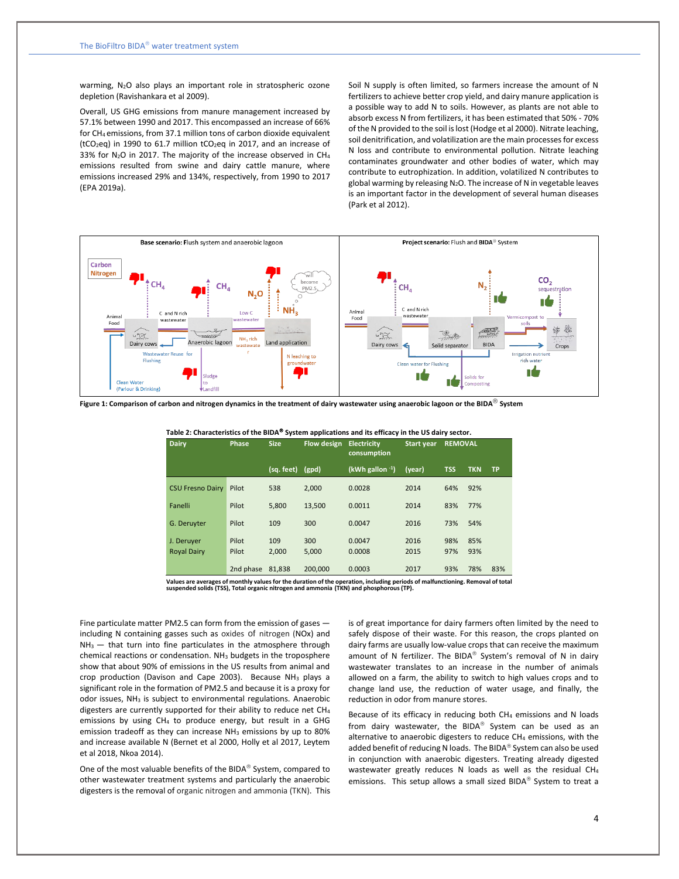warming, $N_2O$ also plays an important role in stratospheric ozone depletion (Ravishankara et al 2009).

Overall, US GHG emissions from manure management increased by 57.1% between 1990 and 2017. This encompassed an increase of 66% for $CH_4$ emissions, from 37.1 million tons of carbon dioxide equivalent ($tCO_2eq$) in 1990 to 61.7 million $tCO_2eq$ in 2017, and an increase of 33% for $N_2O$ in 2017. The majority of the increase observed in $CH_4$ emissions resulted from swine and dairy cattle manure, where emissions increased 29% and 134%, respectively, from 1990 to 2017 (EPA 2019a).

Soil N supply is often limited, so farmers increase the amount of N fertilizers to achieve better crop yield, and dairy manure application is a possible way to add N to soils. However, as plants are not able to absorb excess N from fertilizers, it has been estimated that 50% - 70% of the N provided to the soil is lost (Hodge et al 2000). Nitrate leaching, soil denitrification, and volatilization are the main processes for excess N loss and contribute to environmental pollution. Nitrate leaching contaminates groundwater and other bodies of water, which may contribute to eutrophization. In addition, volatilized N contributes to global warming by releasing $N_2O$. The increase of N in vegetable leaves is an important factor in the development of several human diseases (Park et al 2012).

**Figure 1: Comparison of carbon and nitrogen dynamics in the treatment of dairy wastewater using anaerobic lagoon or the BIDA® System**

**Table 2: Characteristics of the BIDA® System applications and its efficacy in the US dairy sector.**

| Dairy | Phase | Size | Flow design | Electricity consumption | Start year | REMOVAL | | |
|---|---|---|---|---|---|---|---|---|
| | | (sq. feet) | (gpd) | (kWh gallon $^{-1}$) | (year) | TSS | TKN | TP |
| CSU Fresno Dairy | Pilot | 538 | 2,000 | 0.0028 | 2014 | 64% | 92% | |
| Fanelli | Pilot | 5,800 | 13,500 | 0.0011 | 2014 | 83% | 77% | |
| G. Deruyter | Pilot | 109 | 300 | 0.0047 | 2016 | 73% | 54% | |
| J. Deruyer | Pilot | 109 | 300 | 0.0047 | 2016 | 98% | 85% | |
| Royal Dairy | Pilot | 2,000 | 5,000 | 0.0008 | 2015 | 97% | 93% | |
| | 2nd phase | 81,838 | 200,000 | 0.0003 | 2017 | 93% | 78% | 83% |

**Values are averages of monthly values for the duration of the operation, including periods of malfunctioning. Removal of total suspended solids (TSS), Total organic nitrogen and ammonia (TKN) and phosphorous (TP).**

Fine particulate matter PM2.5 can form from the emission of gases — including N containing gasses such as oxides of nitrogen (NOx) and $NH_3$ — that turn into fine particulates in the atmosphere through chemical reactions or condensation. $NH_3$ budgets in the troposphere show that about 90% of emissions in the US results from animal and crop production (Davison and Cape 2003). Because $NH_3$ plays a significant role in the formation of PM2.5 and because it is a proxy for odor issues, $NH_3$ is subject to environmental regulations. Anaerobic digesters are currently supported for their ability to reduce net $CH_4$ emissions by using $CH_4$ to produce energy, but result in a GHG emission tradeoff as they can increase $NH_3$ emissions by up to 80% and increase available N (Bernet et al 2000, Holly et al 2017, Leytem et al 2018, Nkoa 2014).

One of the most valuable benefits of the BIDA® System, compared to other wastewater treatment systems and particularly the anaerobic digesters is the removal of organic nitrogen and ammonia (TKN). This is of great importance for dairy farmers often limited by the need to safely dispose of their waste. For this reason, the crops planted on dairy farms are usually low-value crops that can receive the maximum amount of N fertilizer. The BIDA® System's removal of N in dairy wastewater translates to an increase in the number of animals allowed on a farm, the ability to switch to high values crops and to change land use, the reduction of water usage, and finally, the reduction in odor from manure stores.

Because of its efficacy in reducing both $CH_4$ emissions and N loads from dairy wastewater, the BIDA® System can be used as an alternative to anaerobic digesters to reduce $CH_4$ emissions, with the added benefit of reducing N loads. The BIDA® System can also be used in conjunction with anaerobic digesters. Treating already digested wastewater greatly reduces N loads as well as the residual $CH_4$ emissions. This setup allows a small sized BIDA® System to treat a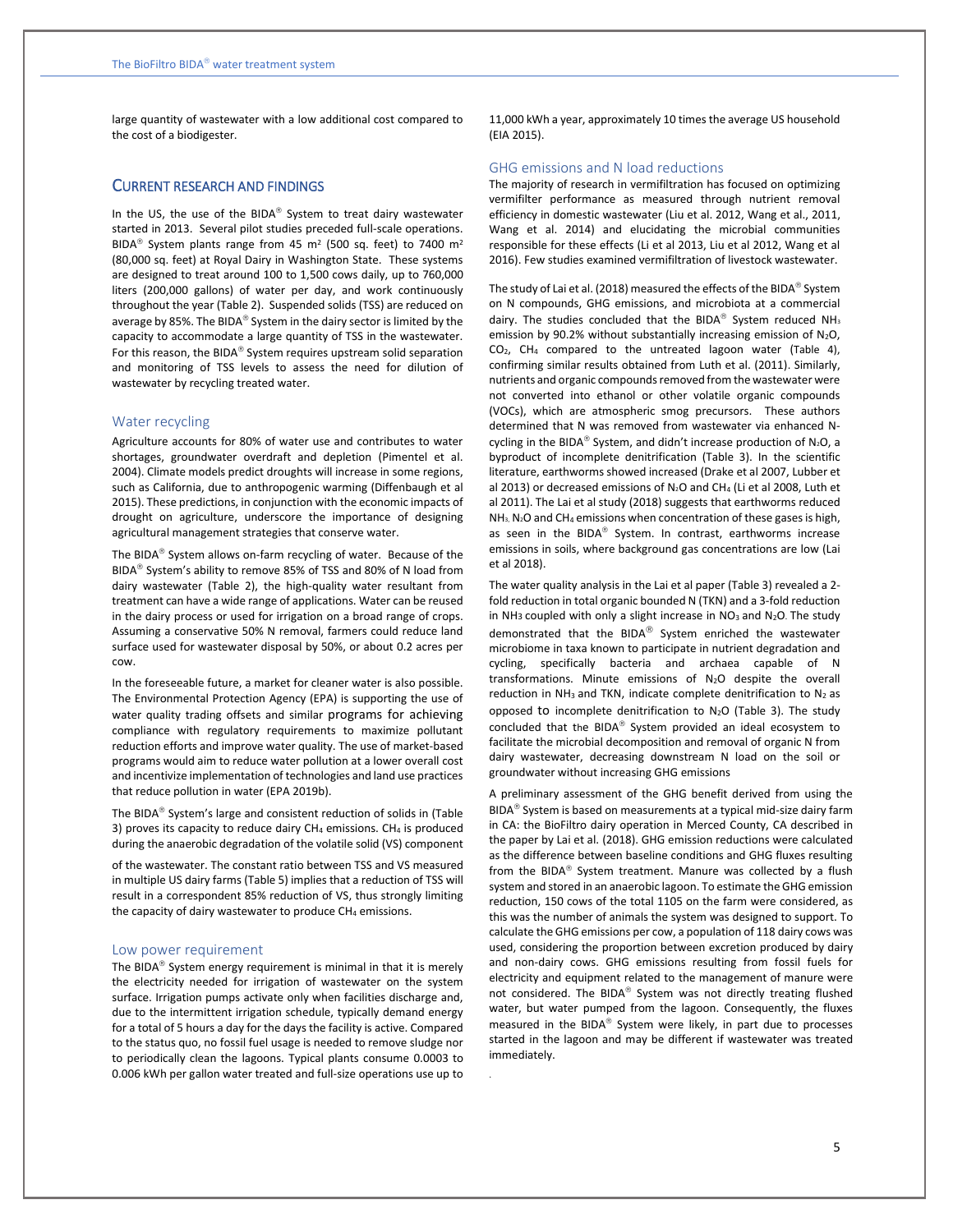large quantity of wastewater with a low additional cost compared to the cost of a biodigester.

## CURRENT RESEARCH AND FINDINGS

In the US, the use of the BIDA® System to treat dairy wastewater started in 2013. Several pilot studies preceded full-scale operations. BIDA® System plants range from 45 m² (500 sq. feet) to 7400 m² (80,000 sq. feet) at Royal Dairy in Washington State. These systems are designed to treat around 100 to 1,500 cows daily, up to 760,000 liters (200,000 gallons) of water per day, and work continuously throughout the year (Table 2). Suspended solids (TSS) are reduced on average by 85%. The BIDA® System in the dairy sector is limited by the capacity to accommodate a large quantity of TSS in the wastewater. For this reason, the BIDA® System requires upstream solid separation and monitoring of TSS levels to assess the need for dilution of wastewater by recycling treated water.

### Water recycling

Agriculture accounts for 80% of water use and contributes to water shortages, groundwater overdraft and depletion (Pimentel et al. 2004). Climate models predict droughts will increase in some regions, such as California, due to anthropogenic warming (Diffenbaugh et al 2015). These predictions, in conjunction with the economic impacts of drought on agriculture, underscore the importance of designing agricultural management strategies that conserve water.

The BIDA® System allows on-farm recycling of water. Because of the BIDA® System's ability to remove 85% of TSS and 80% of N load from dairy wastewater (Table 2), the high-quality water resultant from treatment can have a wide range of applications. Water can be reused in the dairy process or used for irrigation on a broad range of crops. Assuming a conservative 50% N removal, farmers could reduce land surface used for wastewater disposal by 50%, or about 0.2 acres per cow.

In the foreseeable future, a market for cleaner water is also possible. The Environmental Protection Agency (EPA) is supporting the use of water quality trading offsets and similar programs for achieving compliance with regulatory requirements to maximize pollutant reduction efforts and improve water quality. The use of market-based programs would aim to reduce water pollution at a lower overall cost and incentivize implementation of technologies and land use practices that reduce pollution in water (EPA 2019b).

The BIDA® System's large and consistent reduction of solids in (Table 3) proves its capacity to reduce dairy $CH_4$ emissions. $CH_4$ is produced during the anaerobic degradation of the volatile solid (VS) component of the wastewater. The constant ratio between TSS and VS measured in multiple US dairy farms (Table 5) implies that a reduction of TSS will result in a correspondent 85% reduction of VS, thus strongly limiting the capacity of dairy wastewater to produce $CH_4$ emissions.

### Low power requirement

The BIDA® System energy requirement is minimal in that it is merely the electricity needed for irrigation of wastewater on the system surface. Irrigation pumps activate only when facilities discharge and, due to the intermittent irrigation schedule, typically demand energy for a total of 5 hours a day for the days the facility is active. Compared to the status quo, no fossil fuel usage is needed to remove sludge nor to periodically clean the lagoons. Typical plants consume 0.0003 to 0.006 kWh per gallon water treated and full-size operations use up to 11,000 kWh a year, approximately 10 times the average US household (EIA 2015).

### GHG emissions and N load reductions

The majority of research in vermifiltration has focused on optimizing vermifilter performance as measured through nutrient removal efficiency in domestic wastewater (Liu et al. 2012, Wang et al., 2011, Wang et al. 2014) and elucidating the microbial communities responsible for these effects (Li et al 2013, Liu et al 2012, Wang et al 2016). Few studies examined vermifiltration of livestock wastewater.

The study of Lai et al. (2018) measured the effects of the BIDA® System on N compounds, GHG emissions, and microbiota at a commercial dairy. The studies concluded that the BIDA® System reduced $NH_3$ emission by 90.2% without substantially increasing emission of $N_2O$, $CO_2$, $CH_4$ compared to the untreated lagoon water (Table 4), confirming similar results obtained from Luth et al. (2011). Similarly, nutrients and organic compounds removed from the wastewater were not converted into ethanol or other volatile organic compounds (VOCs), which are atmospheric smog precursors. These authors determined that N was removed from wastewater via enhanced N-cycling in the BIDA® System, and didn't increase production of $N_2O$, a byproduct of incomplete denitrification (Table 3). In the scientific literature, earthworms showed increased (Drake et al 2007, Lubber et al 2013) or decreased emissions of $N_2O$ and $CH_4$ (Li et al 2008, Luth et al 2011). The Lai et al study (2018) suggests that earthworms reduced $NH_3$, $N_2O$ and $CH_4$ emissions when concentration of these gases is high, as seen in the BIDA® System. In contrast, earthworms increase emissions in soils, where background gas concentrations are low (Lai et al 2018).

The water quality analysis in the Lai et al paper (Table 3) revealed a 2-fold reduction in total organic bounded N (TKN) and a 3-fold reduction in $NH_3$ coupled with only a slight increase in $NO_3$ and $N_2O$. The study demonstrated that the BIDA® System enriched the wastewater microbiome in taxa known to participate in nutrient degradation and cycling, specifically bacteria and archaea capable of N transformations. Minute emissions of $N_2O$ despite the overall reduction in $NH_3$ and TKN, indicate complete denitrification to $N_2$ as opposed to incomplete denitrification to $N_2O$ (Table 3). The study concluded that the BIDA® System provided an ideal ecosystem to facilitate the microbial decomposition and removal of organic N from dairy wastewater, decreasing downstream N load on the soil or groundwater without increasing GHG emissions

A preliminary assessment of the GHG benefit derived from using the BIDA® System is based on measurements at a typical mid-size dairy farm in CA: the BioFiltro dairy operation in Merced County, CA described in the paper by Lai et al. (2018). GHG emission reductions were calculated as the difference between baseline conditions and GHG fluxes resulting from the BIDA® System treatment. Manure was collected by a flush system and stored in an anaerobic lagoon. To estimate the GHG emission reduction, 150 cows of the total 1105 on the farm were considered, as this was the number of animals the system was designed to support. To calculate the GHG emissions per cow, a population of 118 dairy cows was used, considering the proportion between excretion produced by dairy and non-dairy cows. GHG emissions resulting from fossil fuels for electricity and equipment related to the management of manure were not considered. The BIDA® System was not directly treating flushed water, but water pumped from the lagoon. Consequently, the fluxes measured in the BIDA® System were likely, in part due to processes started in the lagoon and may be different if wastewater was treated immediately.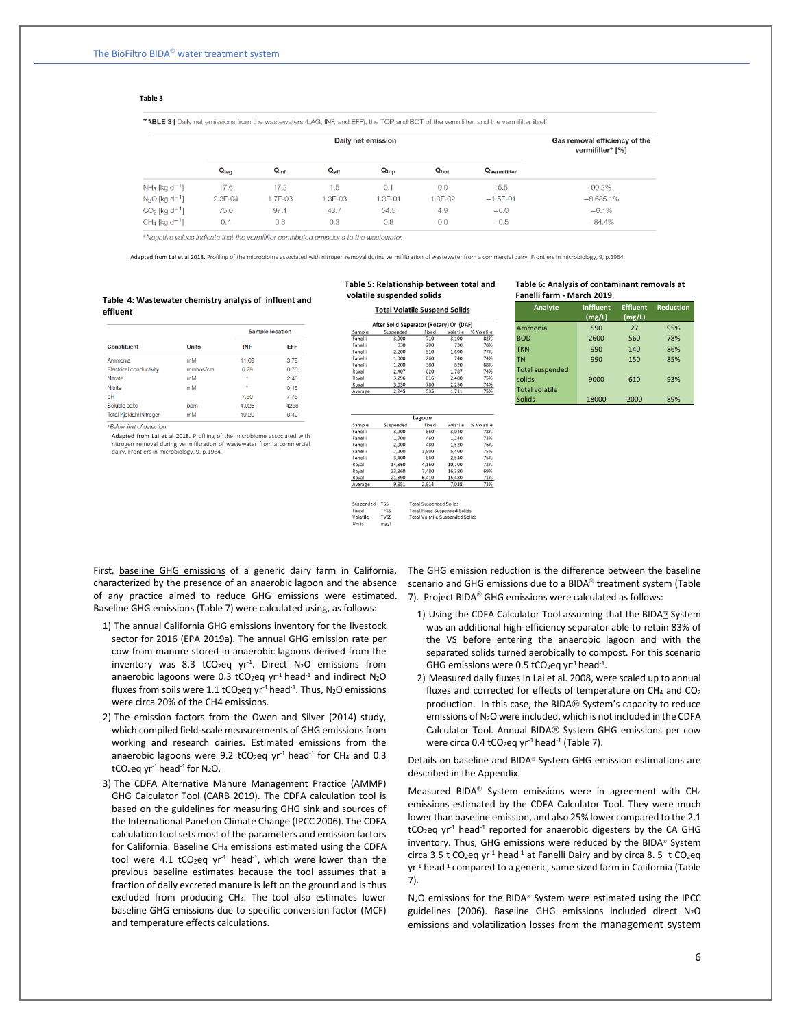**Table 3**

TABLE 3 | Daily net emissions from the wastewaters (LAG, INF, and EFF), the TOP and BOT of the vermifilter, and the vermifilter itself.

| | Daily net emission | | | | | | Gas removal efficiency of the vermifilter* [%] |
|---|---|---|---|---|---|---|---|
| | $Q_{lag}$ | $Q_{inf}$ | $Q_{eff}$ | $Q_{top}$ | $Q_{bot}$ | $Q_{vermifilter}$ | |
| $NH_3$ [kg $d^{-1}$] | 17.6 | 17.2 | 1.5 | 0.1 | 0.0 | 15.5 | 90.2% |
| $N_2O$ [kg $d^{-1}$] | 2.3E-04 | 1.7E-03 | 1.3E-03 | 1.3E-01 | 1.3E-02 | −1.5E-01 | −8,685.1% |
| $CO_2$ [kg $d^{-1}$] | 75.0 | 97.1 | 43.7 | 54.5 | 4.9 | −6.0 | −6.1% |
| $CH_4$ [kg $d^{-1}$] | 0.4 | 0.6 | 0.3 | 0.8 | 0.0 | −0.5 | −84.4% |

*Negative values indicate that the vermifilter contributed emissions to the wastewater.

Adapted from Lai et al 2018. Profiling of the microbiome associated with nitrogen removal during vermifiltration of wastewater from a commercial dairy. Frontiers in microbiology, 9, p.1964.

**Table 4: Wastewater chemistry analyss of influent and effluent**

| Constituent | Units | Sample location INF | EFF |
|---|---|---|---|
| Ammonia | mM | 11.60 | 3.78 |
| Electrical conductivity | mmhos/cm | 6.29 | 6.70 |
| Nitrate | mM | * | 2.46 |
| Nitrite | mM | * | 0.18 |
| pH | | 7.60 | 7.76 |
| Soluble salts | ppm | 4,026 | 4288 |
| Total Kjeldahl Nitrogen | mM | 19.20 | 8.42 |

*Below limit of detection.

Adapted from Lai et al 2018. Profiling of the microbiome associated with nitrogen removal during vermifiltration of wastewater from a commercial dairy. Frontiers in microbiology, 9, p.1964.

**Table 5: Relationship between total and volatile suspended solids**

Total Volatile Suspend Solids

After Solid Separator (Rotary) Or (DAF)

| Sample | Suspended | Fixed | Volatile | % Volatile |
|---|---|---|---|---|
| Fanelli | 3,900 | 710 | 3,190 | 82% |
| Fanelli | 930 | 200 | 730 | 78% |
| Fanelli | 2,200 | 510 | 1,690 | 77% |
| Fanelli | 1,000 | 260 | 740 | 74% |
| Fanelli | 1,200 | 380 | 820 | 68% |
| Royal | 2,407 | 620 | 1,787 | 74% |
| Royal | 3,296 | 816 | 2,480 | 75% |
| Royal | 3,030 | 780 | 2,250 | 74% |
| Average | 2,245 | 535 | 1,711 | 75% |

Lagoon

| Sample | Suspended | Fixed | Volatile | % Volatile |
|---|---|---|---|---|
| Fanelli | 3,900 | 860 | 3,040 | 78% |
| Fanelli | 1,700 | 460 | 1,240 | 73% |
| Fanelli | 2,000 | 480 | 1,520 | 76% |
| Fanelli | 7,200 | 1,800 | 5,400 | 75% |
| Fanelli | 3,400 | 860 | 2,540 | 75% |
| Royal | 14,860 | 4,160 | 10,700 | 72% |
| Royal | 23,860 | 7,480 | 16,380 | 69% |
| Royal | 21,890 | 6,410 | 15,480 | 71% |
| Average | 9,851 | 2,814 | 7,038 | 73% |

| | | |
|---|---|---|
| Suspended | TSS | Total Suspended Solids |
| Fixed | TFSS | Total Fixed Suspended Solids |
| Volatile | TVSS | Total Volatile Suspended Solids |
| Units | mg/l | |

**Table 6: Analysis of contaminant removals at Fanelli farm - March 2019.**

| Analyte | Influent (mg/L) | Effluent (mg/L) | Reduction |
|---|---|---|---|
| Ammonia | 590 | 27 | 95% |
| BOD | 2600 | 560 | 78% |
| TKN | 990 | 140 | 86% |
| TN | 990 | 150 | 85% |
| Total suspended solids | 9000 | 610 | 93% |
| Total volatile Solids | 18000 | 2000 | 89% |

First, baseline GHG emissions of a generic dairy farm in California, characterized by the presence of an anaerobic lagoon and the absence of any practice aimed to reduce GHG emissions were estimated. Baseline GHG emissions (Table 7) were calculated using, as follows:

1) The annual California GHG emissions inventory for the livestock sector for 2016 (EPA 2019a). The annual GHG emission rate per cow from manure stored in anaerobic lagoons derived from the inventory was 8.3 $tCO_2eq\ yr^{-1}$. Direct $N_2O$ emissions from anaerobic lagoons were 0.3 $tCO_2eq\ yr^{-1}\ head^{-1}$ and indirect $N_2O$ fluxes from soils were 1.1 $tCO_2eq\ yr^{-1}\ head^{-1}$. Thus, $N_2O$ emissions were circa 20% of the CH4 emissions.
2) The emission factors from the Owen and Silver (2014) study, which compiled field-scale measurements of GHG emissions from working and research dairies. Estimated emissions from the anaerobic lagoons were 9.2 $tCO_2eq\ yr^{-1}\ head^{-1}$ for $CH_4$ and 0.3 $tCO_2eq\ yr^{-1}\ head^{-1}$ for $N_2O$.
3) The CDFA Alternative Manure Management Practice (AMMP) GHG Calculator Tool (CARB 2019). The CDFA calculation tool is based on the guidelines for measuring GHG sink and sources of the International Panel on Climate Change (IPCC 2006). The CDFA calculation tool sets most of the parameters and emission factors for California. Baseline $CH_4$ emissions estimated using the CDFA tool were 4.1 $tCO_2eq\ yr^{-1}\ head^{-1}$, which were lower than the previous baseline estimates because the tool assumes that a fraction of daily excreted manure is left on the ground and is thus excluded from producing $CH_4$. The tool also estimates lower baseline GHG emissions due to specific conversion factor (MCF) and temperature effects calculations.

The GHG emission reduction is the difference between the baseline scenario and GHG emissions due to a BIDA® treatment system (Table 7). Project BIDA® GHG emissions were calculated as follows:

1) Using the CDFA Calculator Tool assuming that the BIDA® System was an additional high-efficiency separator able to retain 83% of the VS before entering the anaerobic lagoon and with the separated solids turned aerobically to compost. For this scenario GHG emissions were 0.5 $tCO_2eq\ yr^{-1}\ head^{-1}$.
2) Measured daily fluxes In Lai et al. 2008, were scaled up to annual fluxes and corrected for effects of temperature on $CH_4$ and $CO_2$ production. In this case, the BIDA® System's capacity to reduce emissions of $N_2O$ were included, which is not included in the CDFA Calculator Tool. Annual BIDA® System GHG emissions per cow were circa 0.4 $tCO_2eq\ yr^{-1}\ head^{-1}$ (Table 7).

Details on baseline and BIDA® System GHG emission estimations are described in the Appendix.

Measured BIDA® System emissions were in agreement with $CH_4$ emissions estimated by the CDFA Calculator Tool. They were much lower than baseline emission, and also 25% lower compared to the 2.1 $tCO_2eq\ yr^{-1}\ head^{-1}$ reported for anaerobic digesters by the CA GHG inventory. Thus, GHG emissions were reduced by the BIDA® System circa 3.5 $t\ CO_2eq\ yr^{-1}\ head^{-1}$ at Fanelli Dairy and by circa 8. 5 $t\ CO_2eq\ yr^{-1}\ head^{-1}$ compared to a generic, same sized farm in California (Table 7).

$N_2O$ emissions for the BIDA® System were estimated using the IPCC guidelines (2006). Baseline GHG emissions included direct $N_2O$ emissions and volatilization losses from the management system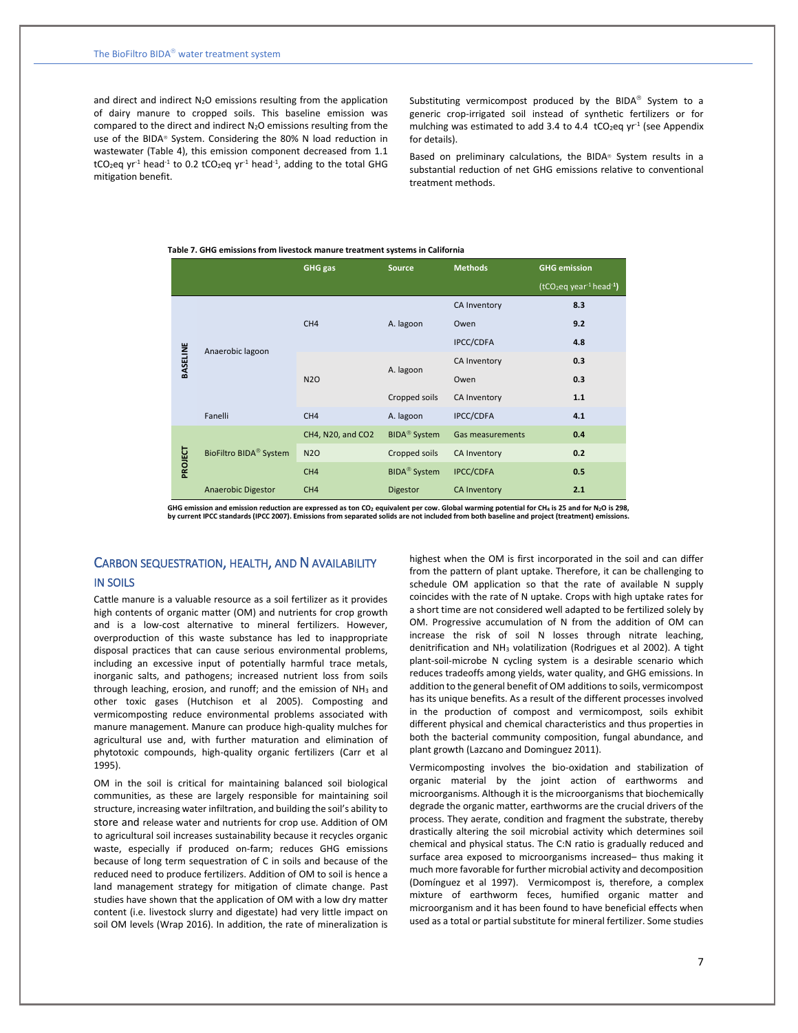and direct and indirect $N_2O$ emissions resulting from the application of dairy manure to cropped soils. This baseline emission was compared to the direct and indirect $N_2O$ emissions resulting from the use of the BIDA® System. Considering the 80% N load reduction in wastewater (Table 4), this emission component decreased from 1.1 $tCO_2eq\ yr^{-1}\ head^{-1}$ to 0.2 $tCO_2eq\ yr^{-1}\ head^{-1}$, adding to the total GHG mitigation benefit.

Substituting vermicompost produced by the BIDA® System to a generic crop-irrigated soil instead of synthetic fertilizers or for mulching was estimated to add 3.4 to 4.4 $tCO_2eq\ yr^{-1}$ (see Appendix for details).

Based on preliminary calculations, the BIDA® System results in a substantial reduction of net GHG emissions relative to conventional treatment methods.

**Table 7. GHG emissions from livestock manure treatment systems in California**

| | | GHG gas | Source | Methods | GHG emission ($tCO_2eq\ year^{-1}\ head^{-1}$) |
|---|---|---|---|---|---|
| BASELINE | Anaerobic lagoon | CH4 | A. lagoon | CA Inventory | **8.3** |
| | | | | Owen | **9.2** |
| | | | | IPCC/CDFA | **4.8** |
| | | N2O | A. lagoon | CA Inventory | **0.3** |
| | | | | Owen | **0.3** |
| | | | Cropped soils | CA Inventory | **1.1** |
| | Fanelli | CH4 | A. lagoon | IPCC/CDFA | **4.1** |
| PROJECT | BioFiltro BIDA® System | CH4, N20, and CO2 | BIDA® System | Gas measurements | **0.4** |
| | | N2O | Cropped soils | CA Inventory | **0.2** |
| | | CH4 | BIDA® System | IPCC/CDFA | **0.5** |
| | Anaerobic Digestor | CH4 | Digestor | CA Inventory | **2.1** |

**GHG emission and emission reduction are expressed as ton $CO_2$ equivalent per cow. Global warming potential for $CH_4$ is 25 and for $N_2O$ is 298, by current IPCC standards (IPCC 2007). Emissions from separated solids are not included from both baseline and project (treatment) emissions.**

## Carbon sequestration, health, and N availability in soils

Cattle manure is a valuable resource as a soil fertilizer as it provides high contents of organic matter (OM) and nutrients for crop growth and is a low-cost alternative to mineral fertilizers. However, overproduction of this waste substance has led to inappropriate disposal practices that can cause serious environmental problems, including an excessive input of potentially harmful trace metals, inorganic salts, and pathogens; increased nutrient loss from soils through leaching, erosion, and runoff; and the emission of $NH_3$ and other toxic gases (Hutchison et al 2005). Composting and vermicomposting reduce environmental problems associated with manure management. Manure can produce high-quality mulches for agricultural use and, with further maturation and elimination of phytotoxic compounds, high-quality organic fertilizers (Carr et al 1995).

OM in the soil is critical for maintaining balanced soil biological communities, as these are largely responsible for maintaining soil structure, increasing water infiltration, and building the soil's ability to store and release water and nutrients for crop use. Addition of OM to agricultural soil increases sustainability because it recycles organic waste, especially if produced on-farm; reduces GHG emissions because of long term sequestration of C in soils and because of the reduced need to produce fertilizers. Addition of OM to soil is hence a land management strategy for mitigation of climate change. Past studies have shown that the application of OM with a low dry matter content (i.e. livestock slurry and digestate) had very little impact on soil OM levels (Wrap 2016). In addition, the rate of mineralization is highest when the OM is first incorporated in the soil and can differ from the pattern of plant uptake. Therefore, it can be challenging to schedule OM application so that the rate of available N supply coincides with the rate of N uptake. Crops with high uptake rates for a short time are not considered well adapted to be fertilized solely by OM. Progressive accumulation of N from the addition of OM can increase the risk of soil N losses through nitrate leaching, denitrification and $NH_3$ volatilization (Rodrigues et al 2002). A tight plant-soil-microbe N cycling system is a desirable scenario which reduces tradeoffs among yields, water quality, and GHG emissions. In addition to the general benefit of OM additions to soils, vermicompost has its unique benefits. As a result of the different processes involved in the production of compost and vermicompost, soils exhibit different physical and chemical characteristics and thus properties in both the bacterial community composition, fungal abundance, and plant growth (Lazcano and Dominguez 2011).

Vermicomposting involves the bio-oxidation and stabilization of organic material by the joint action of earthworms and microorganisms. Although it is the microorganisms that biochemically degrade the organic matter, earthworms are the crucial drivers of the process. They aerate, condition and fragment the substrate, thereby drastically altering the soil microbial activity which determines soil chemical and physical status. The C:N ratio is gradually reduced and surface area exposed to microorganisms increased– thus making it much more favorable for further microbial activity and decomposition (Domínguez et al 1997). Vermicompost is, therefore, a complex mixture of earthworm feces, humified organic matter and microorganism and it has been found to have beneficial effects when used as a total or partial substitute for mineral fertilizer. Some studies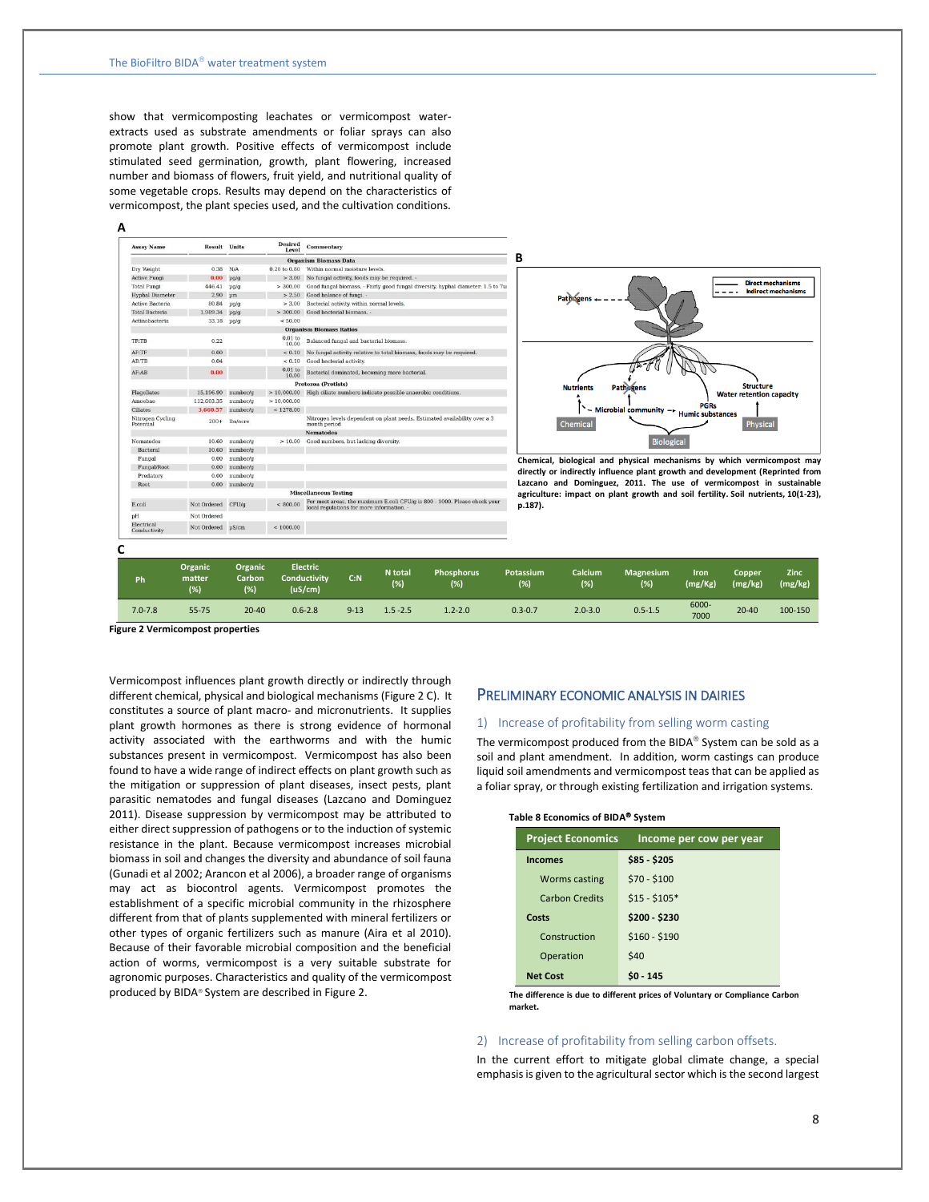show that vermicomposting leachates or vermicompost water-extracts used as substrate amendments or foliar sprays can also promote plant growth. Positive effects of vermicompost include stimulated seed germination, growth, plant flowering, increased number and biomass of flowers, fruit yield, and nutritional quality of some vegetable crops. Results may depend on the characteristics of vermicompost, the plant species used, and the cultivation conditions.

A

| Assay Name | Result | Units | Desired Level | Commentary |
|---|---|---|---|---|
| **Organism Biomass Data** | | | | |
| Dry Weight | 0.38 | N/A | 0.20 to 0.80 | Within normal moisture levels. |
| Active Fungi | 0.00 | µg/g | > 3.00 | No fungal activity, foods may be required. - |
| Total Fungi | 446.41 | µg/g | > 300.00 | Good fungal biomass. - Fairly good fungal diversity. hyphal diameter 1.5 to 7u |
| Hyphal Diameter | 2.90 | µm | > 2.50 | Good balance of fungi. - |
| Active Bacteria | 80.84 | µg/g | > 3.00 | Bacterial activity within normal levels. |
| Total Bacteria | 1,989.34 | µg/g | > 300.00 | Good bacterial biomass. - |
| Actinobacteria | 33.18 | µg/g | < 50.00 | |
| **Organism Biomass Ratios** | | | | |
| TF:TB | 0.22 | | 0.01 to 10.00 | Balanced fungal and bacterial biomass. |
| AF:TF | 0.00 | | < 0.10 | No fungal activity relative to total biomass, foods may be required. |
| AB:TB | 0.04 | | < 0.10 | Good bacterial activity. |
| AF:AB | 0.00 | | 0.01 to 10.00 | Bacterial dominated, becoming more bacterial. |
| **Protozoa (Protists)** | | | | |
| Flagellates | 15,196.90 | number/g | > 10,000.00 | High ciliate numbers indicate possible anaerobic conditions. |
| Amoebae | 112,603.35 | number/g | > 10,000.00 | |
| Ciliates | 3,660.57 | number/g | < 1278.00 | |
| Nitrogen Cycling Potential | 200+ | lbs/acre | | Nitrogen levels dependent on plant needs. Estimated availability over a 3 month period |
| **Nematodes** | | | | |
| Nematodes | 10.60 | number/g | > 10.00 | Good numbers, but lacking diversity. |
| Bacterial | 10.60 | number/g | | |
| Fungal | 0.00 | number/g | | |
| Fungal/Root | 0.00 | number/g | | |
| Predatory | 0.00 | number/g | | |
| Root | 0.00 | number/g | | |
| **Miscellaneous Testing** | | | | |
| E.coli | Not Ordered | CFU/g | < 800.00 | For most areas, the maximum E.coli CFU/g is 800 - 1000. Please check your local regulations for more information. - |
| pH | Not Ordered | | | |
| Electrical Conductivity | Not Ordered | µS/cm | < 1000.00 | |

B

Chemical, biological and physical mechanisms by which vermicompost may directly or indirectly influence plant growth and development (Reprinted from Lazcano and Dominguez, 2011. The use of vermicompost in sustainable agriculture: impact on plant growth and soil fertility. Soil nutrients, 10(1-23), p.187).

C

| Ph | Organic matter (%) | Organic Carbon (%) | Electric Conductivity (uS/cm) | C:N | N total (%) | Phosphorus (%) | Potassium (%) | Calcium (%) | Magnesium (%) | Iron (mg/Kg) | Copper (mg/kg) | Zinc (mg/kg) |
|---|---|---|---|---|---|---|---|---|---|---|---|---|
| 7.0-7.8 | 55-75 | 20-40 | 0.6-2.8 | 9-13 | 1.5 -2.5 | 1.2-2.0 | 0.3-0.7 | 2.0-3.0 | 0.5-1.5 | 6000-7000 | 20-40 | 100-150 |

**Figure 2 Vermicompost properties**

Vermicompost influences plant growth directly or indirectly through different chemical, physical and biological mechanisms (Figure 2 C). It constitutes a source of plant macro- and micronutrients. It supplies plant growth hormones as there is strong evidence of hormonal activity associated with the earthworms and with the humic substances present in vermicompost. Vermicompost has also been found to have a wide range of indirect effects on plant growth such as the mitigation or suppression of plant diseases, insect pests, plant parasitic nematodes and fungal diseases (Lazcano and Dominguez 2011). Disease suppression by vermicompost may be attributed to either direct suppression of pathogens or to the induction of systemic resistance in the plant. Because vermicompost increases microbial biomass in soil and changes the diversity and abundance of soil fauna (Gunadi et al 2002; Arancon et al 2006), a broader range of organisms may act as biocontrol agents. Vermicompost promotes the establishment of a specific microbial community in the rhizosphere different from that of plants supplemented with mineral fertilizers or other types of organic fertilizers such as manure (Aira et al 2010). Because of their favorable microbial composition and the beneficial action of worms, vermicompost is a very suitable substrate for agronomic purposes. Characteristics and quality of the vermicompost produced by BIDA® System are described in Figure 2.

## Preliminary Economic Analysis in Dairies

### 1) Increase of profitability from selling worm casting

The vermicompost produced from the BIDA® System can be sold as a soil and plant amendment. In addition, worm castings can produce liquid soil amendments and vermicompost teas that can be applied as a foliar spray, or through existing fertilization and irrigation systems.

**Table 8 Economics of BIDA® System**

| Project Economics | Income per cow per year |
|---|---|
| **Incomes** | **$85 - $205** |
| Worms casting | $70 - $100 |
| Carbon Credits | $15 - $105* |
| **Costs** | **$200 - $230** |
| Construction | $160 - $190 |
| Operation | $40 |
| **Net Cost** | **$0 - 145** |

**The difference is due to different prices of Voluntary or Compliance Carbon market.**

### 2) Increase of profitability from selling carbon offsets.

In the current effort to mitigate global climate change, a special emphasis is given to the agricultural sector which is the second largest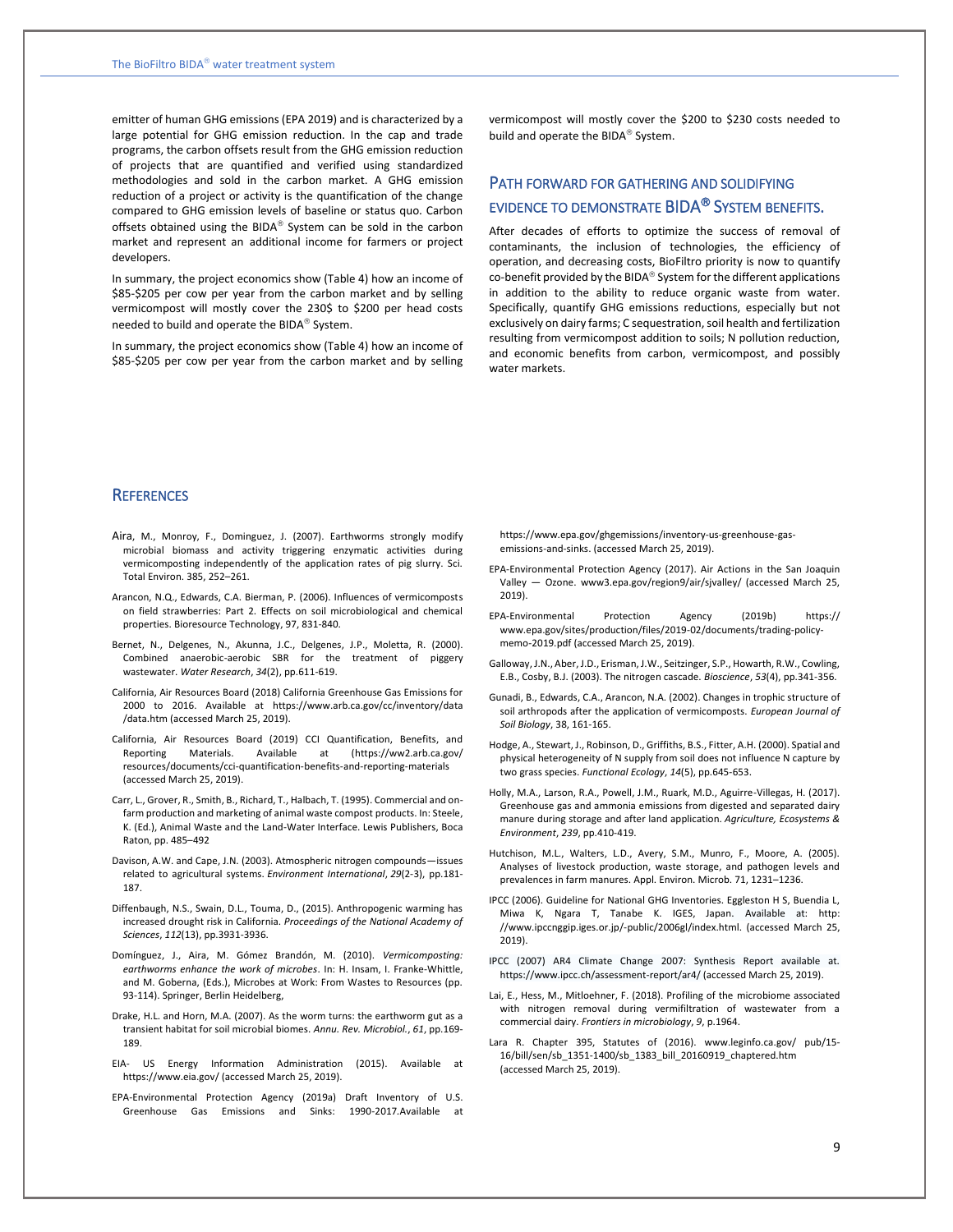emitter of human GHG emissions (EPA 2019) and is characterized by a large potential for GHG emission reduction. In the cap and trade programs, the carbon offsets result from the GHG emission reduction of projects that are quantified and verified using standardized methodologies and sold in the carbon market. A GHG emission reduction of a project or activity is the quantification of the change compared to GHG emission levels of baseline or status quo. Carbon offsets obtained using the BIDA® System can be sold in the carbon market and represent an additional income for farmers or project developers.

In summary, the project economics show (Table 4) how an income of \$85-\$205 per cow per year from the carbon market and by selling vermicompost will mostly cover the 230\$ to \$200 per head costs needed to build and operate the BIDA® System.

In summary, the project economics show (Table 4) how an income of \$85-\$205 per cow per year from the carbon market and by selling vermicompost will mostly cover the \$200 to \$230 costs needed to build and operate the BIDA® System.

## Path forward for gathering and solidifying evidence to demonstrate BIDA® System benefits.

After decades of efforts to optimize the success of removal of contaminants, the inclusion of technologies, the efficiency of operation, and decreasing costs, BioFiltro priority is now to quantify co-benefit provided by the BIDA® System for the different applications in addition to the ability to reduce organic waste from water. Specifically, quantify GHG emissions reductions, especially but not exclusively on dairy farms; C sequestration, soil health and fertilization resulting from vermicompost addition to soils; N pollution reduction, and economic benefits from carbon, vermicompost, and possibly water markets.

## References

Aira, M., Monroy, F., Dominguez, J. (2007). Earthworms strongly modify microbial biomass and activity triggering enzymatic activities during vermicomposting independently of the application rates of pig slurry. Sci. Total Environ. 385, 252–261.

Arancon, N.Q., Edwards, C.A. Bierman, P. (2006). Influences of vermicomposts on field strawberries: Part 2. Effects on soil microbiological and chemical properties. Bioresource Technology, 97, 831-840.

Bernet, N., Delgenes, N., Akunna, J.C., Delgenes, J.P., Moletta, R. (2000). Combined anaerobic-aerobic SBR for the treatment of piggery wastewater. *Water Research*, *34*(2), pp.611-619.

California, Air Resources Board (2018) California Greenhouse Gas Emissions for 2000 to 2016. Available at https://www.arb.ca.gov/cc/inventory/data /data.htm (accessed March 25, 2019).

California, Air Resources Board (2019) CCI Quantification, Benefits, and Reporting Materials. Available at (https://ww2.arb.ca.gov/ resources/documents/cci-quantification-benefits-and-reporting-materials (accessed March 25, 2019).

Carr, L., Grover, R., Smith, B., Richard, T., Halbach, T. (1995). Commercial and on-farm production and marketing of animal waste compost products. In: Steele, K. (Ed.), Animal Waste and the Land-Water Interface. Lewis Publishers, Boca Raton, pp. 485–492

Davison, A.W. and Cape, J.N. (2003). Atmospheric nitrogen compounds—issues related to agricultural systems. *Environment International*, *29*(2-3), pp.181-187.

Diffenbaugh, N.S., Swain, D.L., Touma, D., (2015). Anthropogenic warming has increased drought risk in California. *Proceedings of the National Academy of Sciences*, *112*(13), pp.3931-3936.

Domínguez, J., Aira, M. Gómez Brandón, M. (2010). *Vermicomposting: earthworms enhance the work of microbes*. In: H. Insam, I. Franke-Whittle, and M. Goberna, (Eds.), Microbes at Work: From Wastes to Resources (pp. 93-114). Springer, Berlin Heidelberg,

Drake, H.L. and Horn, M.A. (2007). As the worm turns: the earthworm gut as a transient habitat for soil microbial biomes. *Annu. Rev. Microbiol.*, *61*, pp.169-189.

EIA- US Energy Information Administration (2015). Available at https://www.eia.gov/ (accessed March 25, 2019).

EPA-Environmental Protection Agency (2019a) Draft Inventory of U.S. Greenhouse Gas Emissions and Sinks: 1990-2017.Available at https://www.epa.gov/ghgemissions/inventory-us-greenhouse-gas-emissions-and-sinks. (accessed March 25, 2019).

EPA-Environmental Protection Agency (2017). Air Actions in the San Joaquin Valley — Ozone. www3.epa.gov/region9/air/sjvalley/ (accessed March 25, 2019).

EPA-Environmental Protection Agency (2019b) https:// www.epa.gov/sites/production/files/2019-02/documents/trading-policy-memo-2019.pdf (accessed March 25, 2019).

Galloway, J.N., Aber, J.D., Erisman, J.W., Seitzinger, S.P., Howarth, R.W., Cowling, E.B., Cosby, B.J. (2003). The nitrogen cascade. *Bioscience*, *53*(4), pp.341-356.

Gunadi, B., Edwards, C.A., Arancon, N.A. (2002). Changes in trophic structure of soil arthropods after the application of vermicomposts. *European Journal of Soil Biology*, 38, 161-165.

Hodge, A., Stewart, J., Robinson, D., Griffiths, B.S., Fitter, A.H. (2000). Spatial and physical heterogeneity of N supply from soil does not influence N capture by two grass species. *Functional Ecology*, *14*(5), pp.645-653.

Holly, M.A., Larson, R.A., Powell, J.M., Ruark, M.D., Aguirre-Villegas, H. (2017). Greenhouse gas and ammonia emissions from digested and separated dairy manure during storage and after land application. *Agriculture, Ecosystems & Environment*, *239*, pp.410-419.

Hutchison, M.L., Walters, L.D., Avery, S.M., Munro, F., Moore, A. (2005). Analyses of livestock production, waste storage, and pathogen levels and prevalences in farm manures. Appl. Environ. Microb. 71, 1231–1236.

IPCC (2006). Guideline for National GHG Inventories. Eggleston H S, Buendia L, Miwa K, Ngara T, Tanabe K. IGES, Japan. Available at: http: //www.ipccnggip.iges.or.jp/-public/2006gl/index.html. (accessed March 25, 2019).

IPCC (2007) AR4 Climate Change 2007: Synthesis Report available at. https://www.ipcc.ch/assessment-report/ar4/ (accessed March 25, 2019).

Lai, E., Hess, M., Mitloehner, F. (2018). Profiling of the microbiome associated with nitrogen removal during vermifiltration of wastewater from a commercial dairy. *Frontiers in microbiology*, *9*, p.1964.

Lara R. Chapter 395, Statutes of (2016). www.leginfo.ca.gov/ pub/15-16/bill/sen/sb_1351-1400/sb_1383_bill_20160919_chaptered.htm (accessed March 25, 2019).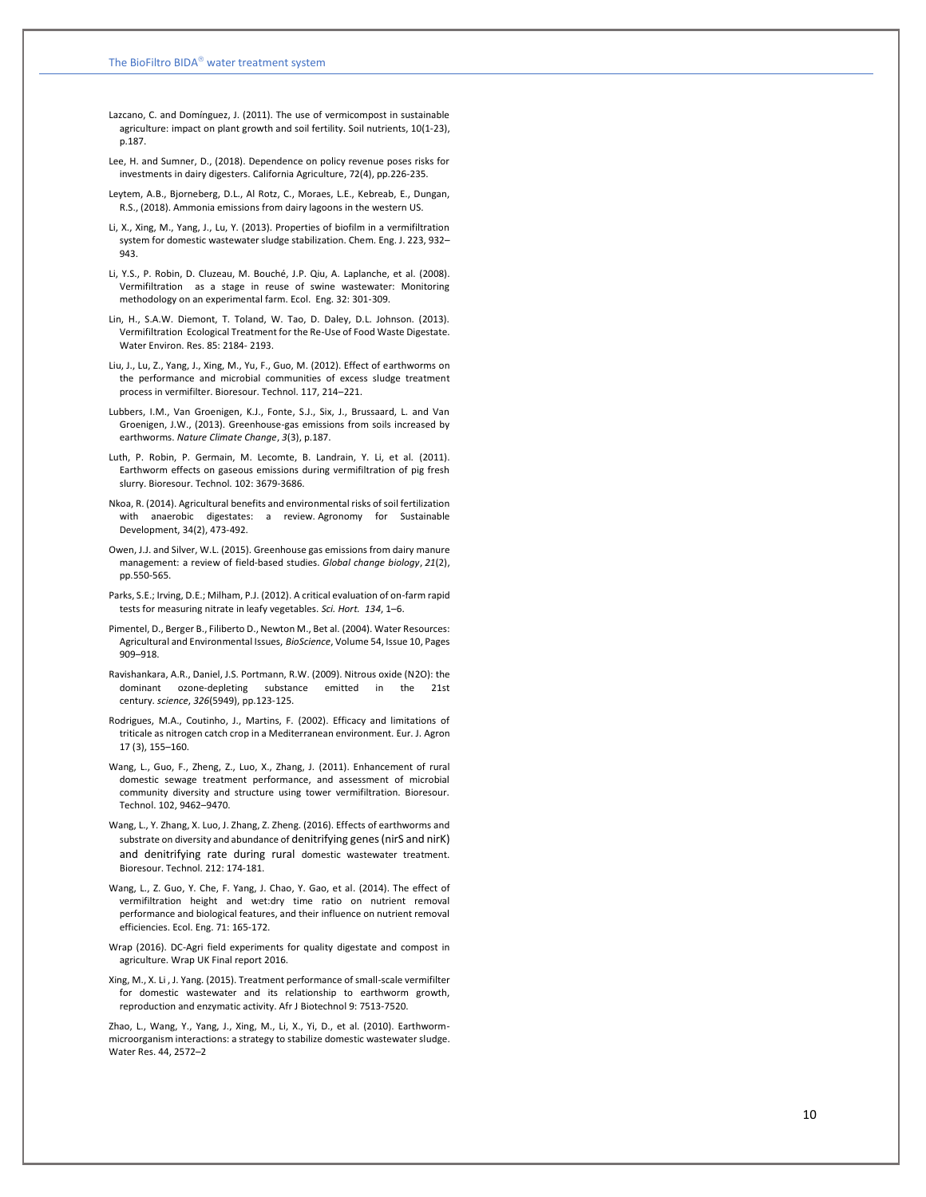Lazcano, C. and Domínguez, J. (2011). The use of vermicompost in sustainable agriculture: impact on plant growth and soil fertility. Soil nutrients, 10(1-23), p.187.

Lee, H. and Sumner, D., (2018). Dependence on policy revenue poses risks for investments in dairy digesters. California Agriculture, 72(4), pp.226-235.

Leytem, A.B., Bjorneberg, D.L., Al Rotz, C., Moraes, L.E., Kebreab, E., Dungan, R.S., (2018). Ammonia emissions from dairy lagoons in the western US.

Li, X., Xing, M., Yang, J., Lu, Y. (2013). Properties of biofilm in a vermifiltration system for domestic wastewater sludge stabilization. Chem. Eng. J. 223, 932–943.

Li, Y.S., P. Robin, D. Cluzeau, M. Bouché, J.P. Qiu, A. Laplanche, et al. (2008). Vermifiltration as a stage in reuse of swine wastewater: Monitoring methodology on an experimental farm. Ecol. Eng. 32: 301-309.

Lin, H., S.A.W. Diemont, T. Toland, W. Tao, D. Daley, D.L. Johnson. (2013). Vermifiltration Ecological Treatment for the Re-Use of Food Waste Digestate. Water Environ. Res. 85: 2184- 2193.

Liu, J., Lu, Z., Yang, J., Xing, M., Yu, F., Guo, M. (2012). Effect of earthworms on the performance and microbial communities of excess sludge treatment process in vermifilter. Bioresour. Technol. 117, 214–221.

Lubbers, I.M., Van Groenigen, K.J., Fonte, S.J., Six, J., Brussaard, L. and Van Groenigen, J.W., (2013). Greenhouse-gas emissions from soils increased by earthworms. *Nature Climate Change*, *3*(3), p.187.

Luth, P. Robin, P. Germain, M. Lecomte, B. Landrain, Y. Li, et al. (2011). Earthworm effects on gaseous emissions during vermifiltration of pig fresh slurry. Bioresour. Technol. 102: 3679-3686.

Nkoa, R. (2014). Agricultural benefits and environmental risks of soil fertilization with anaerobic digestates: a review. Agronomy for Sustainable Development, 34(2), 473-492.

Owen, J.J. and Silver, W.L. (2015). Greenhouse gas emissions from dairy manure management: a review of field-based studies. *Global change biology*, *21*(2), pp.550-565.

Parks, S.E.; Irving, D.E.; Milham, P.J. (2012). A critical evaluation of on-farm rapid tests for measuring nitrate in leafy vegetables. *Sci. Hort. 134*, 1–6.

Pimentel, D., Berger B., Filiberto D., Newton M., Bet al. (2004). Water Resources: Agricultural and Environmental Issues, *BioScience*, Volume 54, Issue 10, Pages 909–918.

Ravishankara, A.R., Daniel, J.S. Portmann, R.W. (2009). Nitrous oxide (N2O): the dominant ozone-depleting substance emitted in the 21st century. *science*, *326*(5949), pp.123-125.

Rodrigues, M.A., Coutinho, J., Martins, F. (2002). Efficacy and limitations of triticale as nitrogen catch crop in a Mediterranean environment. Eur. J. Agron 17 (3), 155–160.

Wang, L., Guo, F., Zheng, Z., Luo, X., Zhang, J. (2011). Enhancement of rural domestic sewage treatment performance, and assessment of microbial community diversity and structure using tower vermifiltration. Bioresour. Technol. 102, 9462–9470.

Wang, L., Y. Zhang, X. Luo, J. Zhang, Z. Zheng. (2016). Effects of earthworms and substrate on diversity and abundance of denitrifying genes (nirS and nirK) and denitrifying rate during rural domestic wastewater treatment. Bioresour. Technol. 212: 174-181.

Wang, L., Z. Guo, Y. Che, F. Yang, J. Chao, Y. Gao, et al. (2014). The effect of vermifiltration height and wet:dry time ratio on nutrient removal performance and biological features, and their influence on nutrient removal efficiencies. Ecol. Eng. 71: 165-172.

Wrap (2016). DC-Agri field experiments for quality digestate and compost in agriculture. Wrap UK Final report 2016.

Xing, M., X. Li , J. Yang. (2015). Treatment performance of small-scale vermifilter for domestic wastewater and its relationship to earthworm growth, reproduction and enzymatic activity. Afr J Biotechnol 9: 7513-7520.

Zhao, L., Wang, Y., Yang, J., Xing, M., Li, X., Yi, D., et al. (2010). Earthworm-microorganism interactions: a strategy to stabilize domestic wastewater sludge. Water Res. 44, 2572–2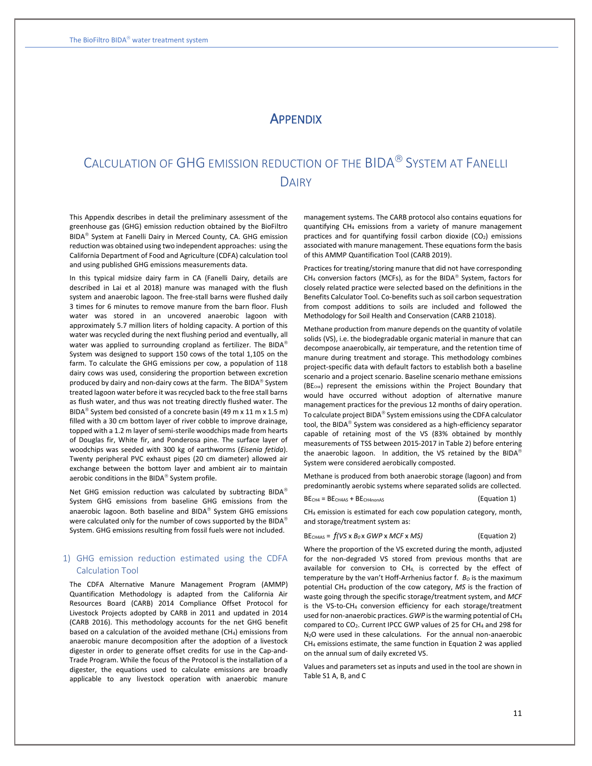# APPENDIX

## CALCULATION OF GHG EMISSION REDUCTION OF THE BIDA® SYSTEM AT FANELLI DAIRY

This Appendix describes in detail the preliminary assessment of the greenhouse gas (GHG) emission reduction obtained by the BioFiltro BIDA® System at Fanelli Dairy in Merced County, CA. GHG emission reduction was obtained using two independent approaches: using the California Department of Food and Agriculture (CDFA) calculation tool and using published GHG emissions measurements data.

In this typical midsize dairy farm in CA (Fanelli Dairy, details are described in Lai et al 2018) manure was managed with the flush system and anaerobic lagoon. The free-stall barns were flushed daily 3 times for 6 minutes to remove manure from the barn floor. Flush water was stored in an uncovered anaerobic lagoon with approximately 5.7 million liters of holding capacity. A portion of this water was recycled during the next flushing period and eventually, all water was applied to surrounding cropland as fertilizer. The BIDA® System was designed to support 150 cows of the total 1,105 on the farm. To calculate the GHG emissions per cow, a population of 118 dairy cows was used, considering the proportion between excretion produced by dairy and non-dairy cows at the farm. The BIDA® System treated lagoon water before it was recycled back to the free stall barns as flush water, and thus was not treating directly flushed water. The BIDA® System bed consisted of a concrete basin (49 m x 11 m x 1.5 m) filled with a 30 cm bottom layer of river cobble to improve drainage, topped with a 1.2 m layer of semi-sterile woodchips made from hearts of Douglas fir, White fir, and Ponderosa pine. The surface layer of woodchips was seeded with 300 kg of earthworms (*Eisenia fetida*). Twenty peripheral PVC exhaust pipes (20 cm diameter) allowed air exchange between the bottom layer and ambient air to maintain aerobic conditions in the BIDA® System profile.

Net GHG emission reduction was calculated by subtracting BIDA® System GHG emissions from baseline GHG emissions from the anaerobic lagoon. Both baseline and BIDA® System GHG emissions were calculated only for the number of cows supported by the BIDA® System. GHG emissions resulting from fossil fuels were not included.

### 1) GHG emission reduction estimated using the CDFA Calculation Tool

The CDFA Alternative Manure Management Program (AMMP) Quantification Methodology is adapted from the California Air Resources Board (CARB) 2014 Compliance Offset Protocol for Livestock Projects adopted by CARB in 2011 and updated in 2014 (CARB 2016). This methodology accounts for the net GHG benefit based on a calculation of the avoided methane ($CH_4$) emissions from anaerobic manure decomposition after the adoption of a livestock digester in order to generate offset credits for use in the Cap-and-Trade Program. While the focus of the Protocol is the installation of a digester, the equations used to calculate emissions are broadly applicable to any livestock operation with anaerobic manure management systems. The CARB protocol also contains equations for quantifying $CH_4$ emissions from a variety of manure management practices and for quantifying fossil carbon dioxide ($CO_2$) emissions associated with manure management. These equations form the basis of this AMMP Quantification Tool (CARB 2019).

Practices for treating/storing manure that did not have corresponding $CH_4$ conversion factors (MCFs), as for the BIDA® System, factors for closely related practice were selected based on the definitions in the Benefits Calculator Tool. Co-benefits such as soil carbon sequestration from compost additions to soils are included and followed the Methodology for Soil Health and Conservation (CARB 21018).

Methane production from manure depends on the quantity of volatile solids (VS), i.e. the biodegradable organic material in manure that can decompose anaerobically, air temperature, and the retention time of manure during treatment and storage. This methodology combines project-specific data with default factors to establish both a baseline scenario and a project scenario. Baseline scenario methane emissions ($BE_{CH4}$) represent the emissions within the Project Boundary that would have occurred without adoption of alternative manure management practices for the previous 12 months of dairy operation. To calculate project BIDA® System emissions using the CDFA calculator tool, the BIDA® System was considered as a high-efficiency separator capable of retaining most of the VS (83% obtained by monthly measurements of TSS between 2015-2017 in Table 2) before entering the anaerobic lagoon. In addition, the VS retained by the BIDA® System were considered aerobically composted.

Methane is produced from both anaerobic storage (lagoon) and from predominantly aerobic systems where separated solids are collected.

$$BE_{CH4} = BE_{CH4AS} + BE_{CH4nonAS} \quad \text{(Equation 1)}$$

$CH_4$ emission is estimated for each cow population category, month, and storage/treatment system as:

$$BE_{CH4AS} = f(VS \times B_0 \times GWP \times MCF \times MS) \quad \text{(Equation 2)}$$

Where the proportion of the VS excreted during the month, adjusted for the non-degraded VS stored from previous months that are available for conversion to $CH_4$, is corrected by the effect of temperature by the van't Hoff-Arrhenius factor f. $B_0$ is the maximum potential $CH_4$ production of the cow category, *MS* is the fraction of waste going through the specific storage/treatment system, and *MCF* is the VS-to-$CH_4$ conversion efficiency for each storage/treatment used for non-anaerobic practices. *GWP* is the warming potential of $CH_4$ compared to $CO_2$. Current IPCC GWP values of 25 for $CH_4$ and 298 for $N_2O$ were used in these calculations. For the annual non-anaerobic $CH_4$ emissions estimate, the same function in Equation 2 was applied on the annual sum of daily excreted VS.

Values and parameters set as inputs and used in the tool are shown in Table S1 A, B, and C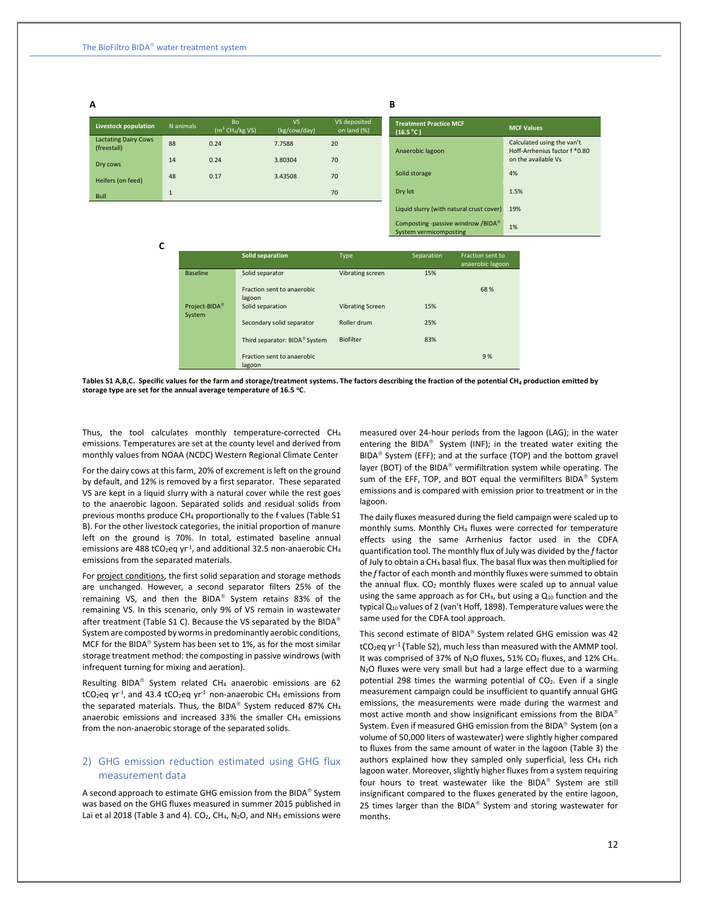A

| Livestock population | N animals | Bo ($m^3$ $CH_4$/kg VS) | VS (kg/cow/day) | VS deposited on land (%) |
|---|---|---|---|---|
| Lactating Dairy Cows (freestall) | 88 | 0.24 | 7.7588 | 20 |
| Dry cows | 14 | 0.24 | 3.80304 | 70 |
| Heifers (on feed) | 48 | 0.17 | 3.43508 | 70 |
| Bull | 1 | | | 70 |

B

| Treatment Practice MCF (16.5 °C ) | MCF Values |
|---|---|
| Anaerobic lagoon | Calculated using the van't Hoff-Arrhenius factor f *0.80 on the available Vs |
| Solid storage | 4% |
| Dry lot | 1.5% |
| Liquid slurry (with natural crust cover) | 19% |
| Composting -passive windrow /BIDA® System vermicomposting | 1% |

C

| | Solid separation | Type | Separation | Fraction sent to anaerobic lagoon |
|---|---|---|---|---|
| Baseline | Solid separator | Vibrating screen | 15% | |
| | Fraction sent to anaerobic lagoon | | | 68 % |
| Project-BIDA® System | Solid separation | Vibrating Screen | 15% | |
| | Secondary solid separator | Roller drum | 25% | |
| | Third separator: BIDA® System | Biofilter | 83% | |
| | Fraction sent to anaerobic lagoon | | | 9 % |

**Tables S1 A,B,C. Specific values for the farm and storage/treatment systems. The factors describing the fraction of the potential $CH_4$ production emitted by storage type are set for the annual average temperature of 16.5 °C.**

Thus, the tool calculates monthly temperature-corrected $CH_4$ emissions. Temperatures are set at the county level and derived from monthly values from NOAA (NCDC) Western Regional Climate Center

For the dairy cows at this farm, 20% of excrement is left on the ground by default, and 12% is removed by a first separator. These separated VS are kept in a liquid slurry with a natural cover while the rest goes to the anaerobic lagoon. Separated solids and residual solids from previous months produce $CH_4$ proportionally to the f values (Table S1 B). For the other livestock categories, the initial proportion of manure left on the ground is 70%. In total, estimated baseline annual emissions are 488 $tCO_2eq$ $yr^{-1}$, and additional 32.5 non-anaerobic $CH_4$ emissions from the separated materials.

For project conditions, the first solid separation and storage methods are unchanged. However, a second separator filters 25% of the remaining VS, and then the BIDA® System retains 83% of the remaining VS. In this scenario, only 9% of VS remain in wastewater after treatment (Table S1 C). Because the VS separated by the BIDA® System are composted by worms in predominantly aerobic conditions, MCF for the BIDA® System has been set to 1%, as for the most similar storage treatment method: the composting in passive windrows (with infrequent turning for mixing and aeration).

Resulting BIDA® System related $CH_4$ anaerobic emissions are 62 $tCO_2eq$ $yr^{-1}$, and 43.4 $tCO_2eq$ $yr^{-1}$ non-anaerobic $CH_4$ emissions from the separated materials. Thus, the BIDA® System reduced 87% $CH_4$ anaerobic emissions and increased 33% the smaller $CH_4$ emissions from the non-anaerobic storage of the separated solids.

## 2) GHG emission reduction estimated using GHG flux measurement data

A second approach to estimate GHG emission from the BIDA® System was based on the GHG fluxes measured in summer 2015 published in Lai et al 2018 (Table 3 and 4). $CO_2$, $CH_4$, $N_2O$, and $NH_3$ emissions were measured over 24-hour periods from the lagoon (LAG); in the water entering the BIDA® System (INF); in the treated water exiting the BIDA® System (EFF); and at the surface (TOP) and the bottom gravel layer (BOT) of the BIDA® vermifiltration system while operating. The sum of the EFF, TOP, and BOT equal the vermifilters BIDA® System emissions and is compared with emission prior to treatment or in the lagoon.

The daily fluxes measured during the field campaign were scaled up to monthly sums. Monthly $CH_4$ fluxes were corrected for temperature effects using the same Arrhenius factor used in the CDFA quantification tool. The monthly flux of July was divided by the *f* factor of July to obtain a $CH_4$ basal flux. The basal flux was then multiplied for the *f* factor of each month and monthly fluxes were summed to obtain the annual flux. $CO_2$ monthly fluxes were scaled up to annual value using the same approach as for $CH_4$, but using a $Q_{10}$ function and the typical $Q_{10}$ values of 2 (van't Hoff, 1898). Temperature values were the same used for the CDFA tool approach.

This second estimate of BIDA® System related GHG emission was 42 $tCO_2eq$ $yr^{-1}$ (Table S2), much less than measured with the AMMP tool. It was comprised of 37% of $N_2O$ fluxes, 51% $CO_2$ fluxes, and 12% $CH_4$. $N_2O$ fluxes were very small but had a large effect due to a warming potential 298 times the warming potential of $CO_2$. Even if a single measurement campaign could be insufficient to quantify annual GHG emissions, the measurements were made during the warmest and most active month and show insignificant emissions from the BIDA® System. Even if measured GHG emission from the BIDA® System (on a volume of 50,000 liters of wastewater) were slightly higher compared to fluxes from the same amount of water in the lagoon (Table 3) the authors explained how they sampled only superficial, less $CH_4$ rich lagoon water. Moreover, slightly higher fluxes from a system requiring four hours to treat wastewater like the BIDA® System are still insignificant compared to the fluxes generated by the entire lagoon, 25 times larger than the BIDA® System and storing wastewater for months.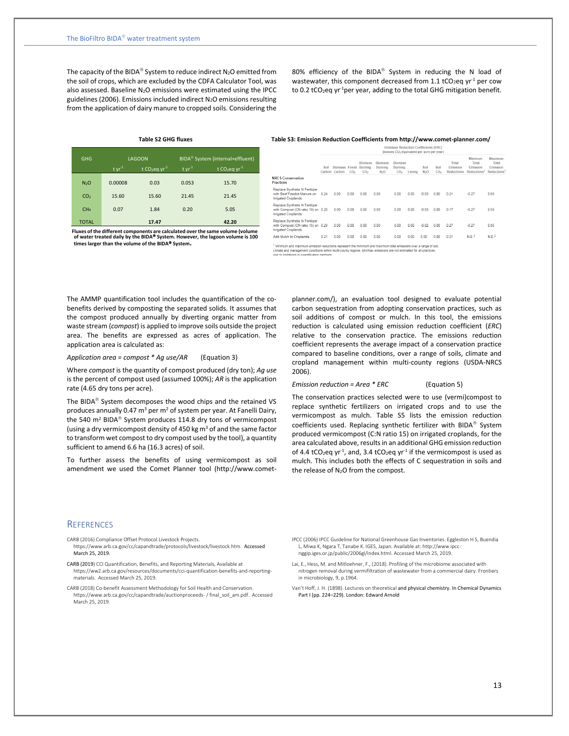The capacity of the BIDA® System to reduce indirect $N_2O$ emitted from the soil of crops, which are excluded by the CDFA Calculator Tool, was also assessed. Baseline $N_2O$ emissions were estimated using the IPCC guidelines (2006). Emissions included indirect $N_2O$ emissions resulting from the application of dairy manure to cropped soils. Considering the 80% efficiency of the BIDA® System in reducing the N load of wastewater, this component decreased from 1.1 $tCO_2eq\ yr^{-1}$ per cow to 0.2 $tCO_2eq\ yr^{-1}$per year, adding to the total GHG mitigation benefit.

**Table S2 GHG fluxes**

| GHG | LAGOON | | BIDA® System (internal+effluent) | |
|---|---|---|---|---|
| | $t\ yr^{-1}$ | $t\ CO_2eq\ yr^{-1}$ | $t\ yr^{-1}$ | $t\ CO_2eq\ yr^{-1}$ |
| $N_2O$ | 0.00008 | 0.03 | 0.053 | 15.70 |
| $CO_2$ | 15.60 | 15.60 | 21.45 | 21.45 |
| $CH_4$ | 0.07 | 1.84 | 0.20 | 5.05 |
| TOTAL | | 17.47 | | 42.20 |

**Fluxes of the different components are calculated over the same volume (volume of water treated daily by the BIDA® System. However, the lagoon volume is 100 times larger than the volume of the BIDA® System.**

**Table S3: Emission Reduction Coefficients from http://www.comet-planner.com/**

| | Emission Reduction Coefficients (ERC) (tonnes $CO_2$ equivalent per acre per year) | | | | | | | | | | | |
|---|---|---|---|---|---|---|---|---|---|---|---|---|
| | Soil Carbon | Biomass Carbon | Fossil $CO_2$ | Biomass Burning $CO_2$ | Biomass Burning $N_2O$ | Biomass Burning $CH_4$ | Liming | Soil $N_2O$ | Soil $CH_4$ | Total Emission Reductions | Minimum Total Emission Reductions[1] | Maximum Total Emission Reductions[1] |
| **NRCS Conservation Practices** | | | | | | | | | | | | |
| Replace Synthetic N Fertilizer with Beef Feedlot Manure on Irrigated Croplands | 0.24 | 0.00 | 0.00 | 0.00 | 0.00 | 0.00 | 0.00 | -0.03 | 0.00 | 0.21 | -0.27 | 0.69 |
| Replace Synthetic N Fertilizer with Compost (CN ratio 10) on Irrigated Croplands | 0.20 | 0.00 | 0.00 | 0.00 | 0.00 | 0.00 | 0.00 | -0.03 | 0.00 | 0.17 | -0.27 | 0.59 |
| Replace Synthetic N Fertilizer with Compost (CN ratio 15) on Irrigated Croplands | 0.29 | 0.00 | 0.00 | 0.00 | 0.00 | 0.00 | 0.00 | -0.02 | 0.00 | 0.27 | -0.27 | 0.85 |
| Add Mulch to Croplands | 0.21 | 0.00 | 0.00 | 0.00 | 0.00 | 0.00 | 0.00 | 0.00 | 0.00 | 0.21 | N.E.[2] | N.E.[2] |

[1] Minimum and maximum emission reductions represent the minimum and maximum total emissions over a range of soil, climate and management conditions within multi-county regions. Min/Max emissions are not estimated for all practices, due to limitations in quantification methods.

The AMMP quantification tool includes the quantification of the co-benefits derived by composting the separated solids. It assumes that the compost produced annually by diverting organic matter from waste stream (*compost*) is applied to improve soils outside the project area. The benefits are expressed as acres of application. The application area is calculated as:

*Application area = compost \* Ag use/AR* (Equation 3)

Where *compost* is the quantity of compost produced (dry ton); *Ag use* is the percent of compost used (assumed 100%); *AR* is the application rate (4.65 dry tons per acre).

The BIDA® System decomposes the wood chips and the retained VS produces annually 0.47 $m^3$ per $m^2$ of system per year. At Fanelli Dairy, the 540 $m^2$ BIDA® System produces 114.8 dry tons of vermicompost (using a dry vermicompost density of 450 kg $m^3$ of and the same factor to transform wet compost to dry compost used by the tool), a quantity sufficient to amend 6.6 ha (16.3 acres) of soil.

To further assess the benefits of using vermicompost as soil amendment we used the Comet Planner tool (http://www.comet-planner.com/), an evaluation tool designed to evaluate potential carbon sequestration from adopting conservation practices, such as soil additions of compost or mulch. In this tool, the emissions reduction is calculated using emission reduction coefficient (*ERC*) relative to the conservation practice. The emissions reduction coefficient represents the average impact of a conservation practice compared to baseline conditions, over a range of soils, climate and cropland management within multi-county regions (USDA-NRCS 2006).

*Emission reduction = Area \* ERC* (Equation 5)

The conservation practices selected were to use (vermi)compost to replace synthetic fertilizers on irrigated crops and to use the vermicompost as mulch. Table S5 lists the emission reduction coefficients used. Replacing synthetic fertilizer with BIDA® System produced vermicompost (C:N ratio 15) on irrigated croplands, for the area calculated above, results in an additional GHG emission reduction of 4.4 $tCO_2eq\ yr^{-1}$, and, 3.4 $tCO_2eq\ yr^{-1}$ if the vermicompost is used as mulch. This includes both the effects of C sequestration in soils and the release of $N_2O$ from the compost.

## References

CARB (2016) Compliance Offset Protocol Livestock Projects. https://www.arb.ca.gov/cc/capandtrade/protocols/livestock/livestock.htm. Accessed March 25, 2019.

CARB (2019) CCI Quantification, Benefits, and Reporting Materials, Available at https://ww2.arb.ca.gov/resources/documents/cci-quantification-benefits-and-reporting-materials. Accessed March 25, 2019.

CARB (2018) Co-benefit Assessment Methodology for Soil Health and Conservation. https://www.arb.ca.gov/cc/capandtrade/auctionproceeds- / final_soil_am.pdf. Accessed March 25, 2019.

IPCC (2006) IPCC Guideline for National Greenhouse Gas Inventories. Eggleston H S, Buendia L, Miwa K, Ngara T, Tanabe K. IGES, Japan. Available at: http://www.ipcc-nggip.iges.or.jp/public/2006gl/index.html. Accessed March 25, 2019.

Lai, E., Hess, M. and Mitloehner, F., (2018). Profiling of the microbiome associated with nitrogen removal during vermifiltration of wastewater from a commercial dairy. Frontiers in microbiology, 9, p.1964.

Van't Hoff, J. H. (1898). Lectures on theoretical and physical chemistry. In Chemical Dynamics Part I (pp. 224–229). London: Edward Arnold